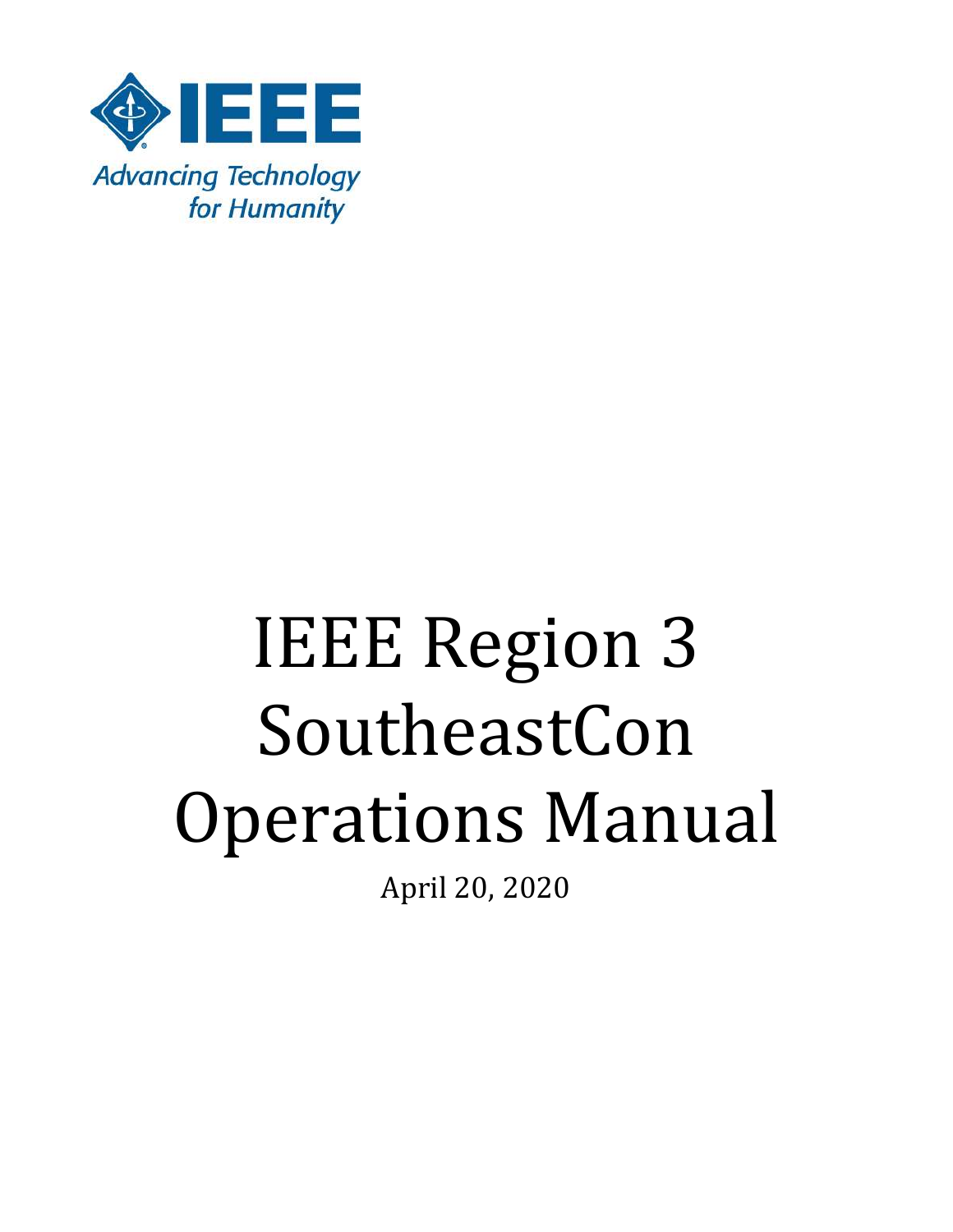IEEE

Advancing Technology for Humanity

# IEEE Region 3 SoutheastCon Operations Manual

April 20, 2020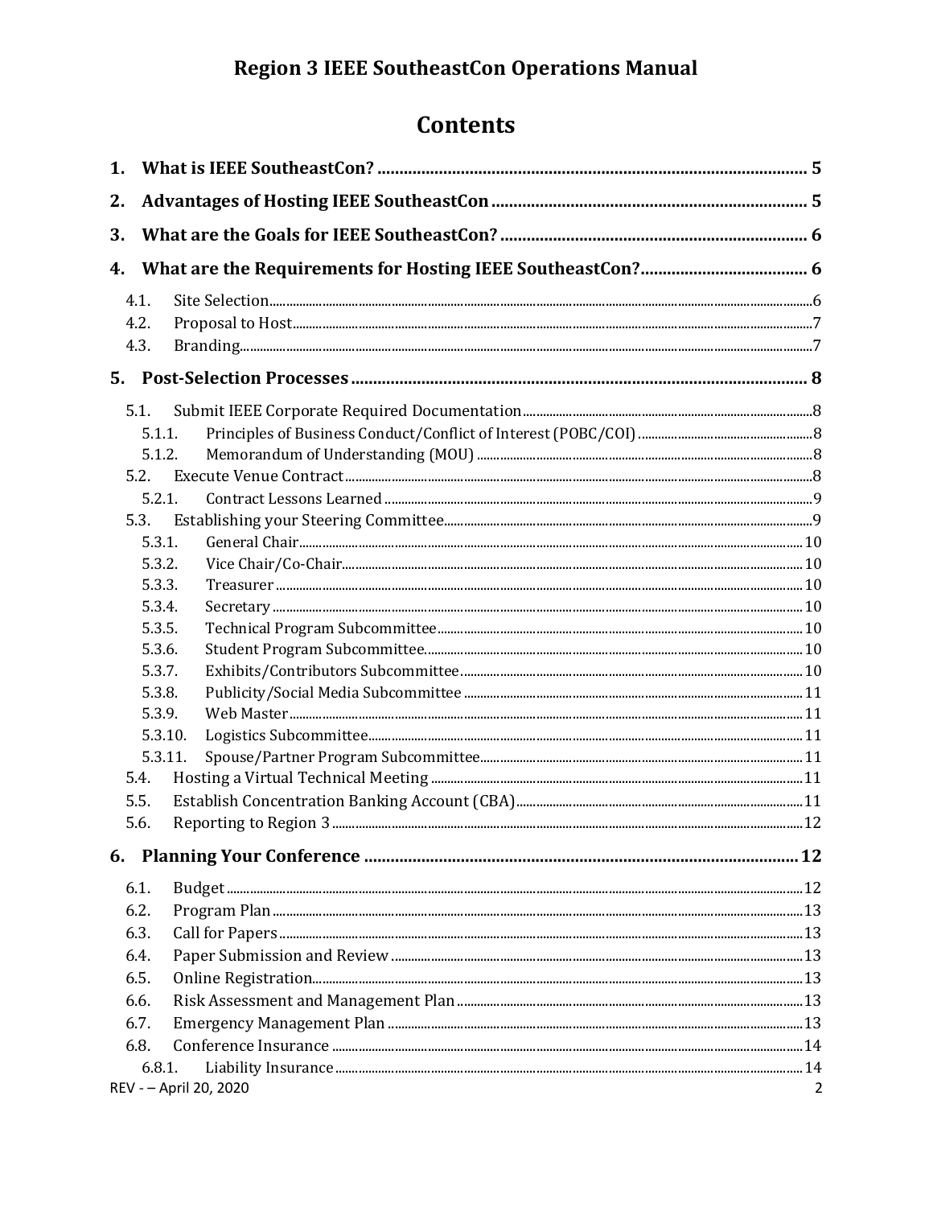# Region 3 IEEE SoutheastCon Operations Manual

## Contents

**1. What is IEEE SoutheastCon? ..... 5**

**2. Advantages of Hosting IEEE SoutheastCon ..... 5**

**3. What are the Goals for IEEE SoutheastCon? ..... 6**

**4. What are the Requirements for Hosting IEEE SoutheastCon? ..... 6**

- 4.1. Site Selection ..... 6
- 4.2. Proposal to Host ..... 7
- 4.3. Branding ..... 7

**5. Post-Selection Processes ..... 8**

- 5.1. Submit IEEE Corporate Required Documentation ..... 8
  - 5.1.1. Principles of Business Conduct/Conflict of Interest (POBC/COI) ..... 8
  - 5.1.2. Memorandum of Understanding (MOU) ..... 8
- 5.2. Execute Venue Contract ..... 8
  - 5.2.1. Contract Lessons Learned ..... 9
- 5.3. Establishing your Steering Committee ..... 9
  - 5.3.1. General Chair ..... 10
  - 5.3.2. Vice Chair/Co-Chair ..... 10
  - 5.3.3. Treasurer ..... 10
  - 5.3.4. Secretary ..... 10
  - 5.3.5. Technical Program Subcommittee ..... 10
  - 5.3.6. Student Program Subcommittee ..... 10
  - 5.3.7. Exhibits/Contributors Subcommittee ..... 10
  - 5.3.8. Publicity/Social Media Subcommittee ..... 11
  - 5.3.9. Web Master ..... 11
  - 5.3.10. Logistics Subcommittee ..... 11
  - 5.3.11. Spouse/Partner Program Subcommittee ..... 11
- 5.4. Hosting a Virtual Technical Meeting ..... 11
- 5.5. Establish Concentration Banking Account (CBA) ..... 11
- 5.6. Reporting to Region 3 ..... 12

**6. Planning Your Conference ..... 12**

- 6.1. Budget ..... 12
- 6.2. Program Plan ..... 13
- 6.3. Call for Papers ..... 13
- 6.4. Paper Submission and Review ..... 13
- 6.5. Online Registration ..... 13
- 6.6. Risk Assessment and Management Plan ..... 13
- 6.7. Emergency Management Plan ..... 13
- 6.8. Conference Insurance ..... 14
  - 6.8.1. Liability Insurance ..... 14

REV - – April 20, 2020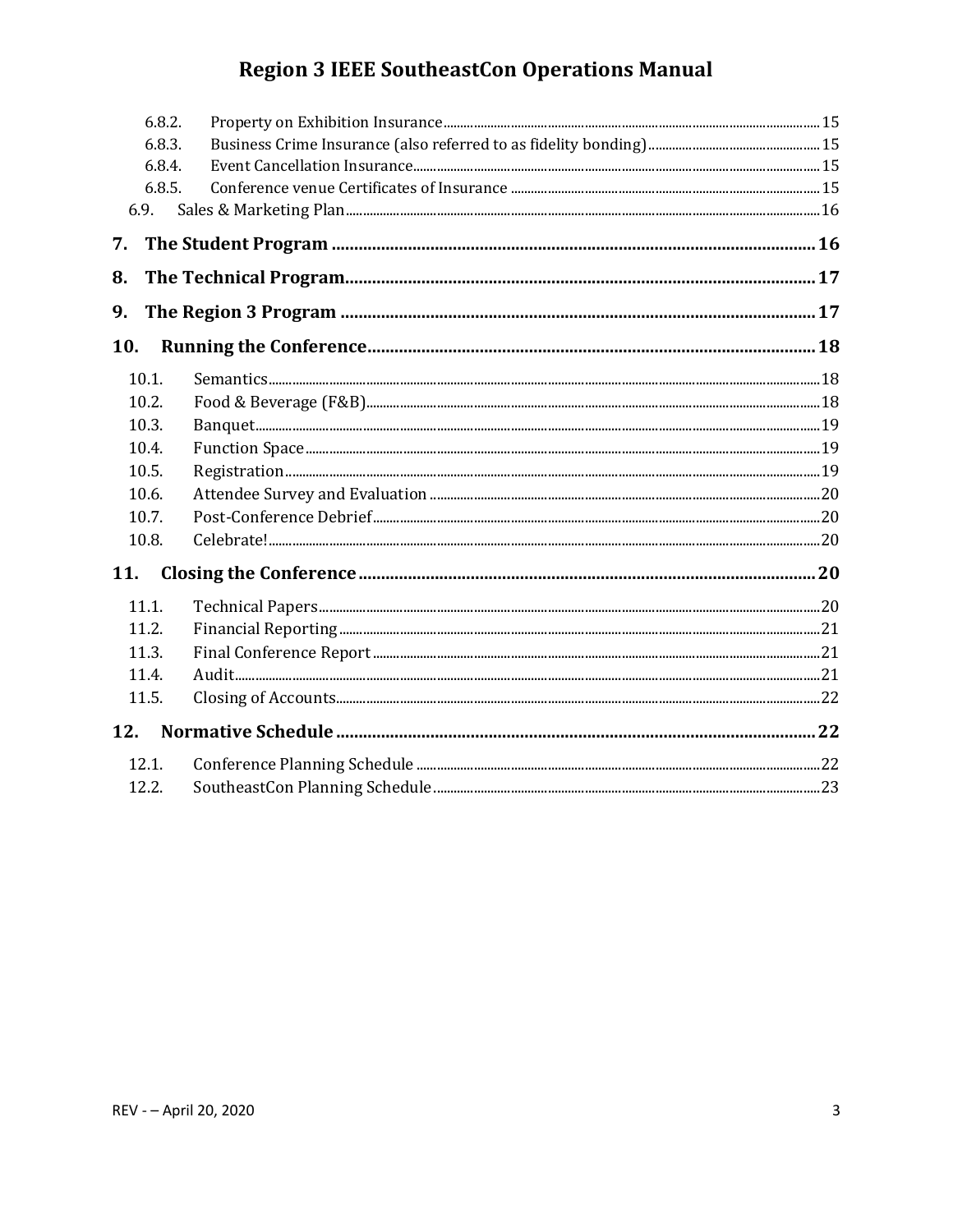- 6.8.2. Property on Exhibition Insurance ... 15
- 6.8.3. Business Crime Insurance (also referred to as fidelity bonding) ... 15
- 6.8.4. Event Cancellation Insurance ... 15
- 6.8.5. Conference venue Certificates of Insurance ... 15
- 6.9. Sales & Marketing Plan ... 16

**7. The Student Program ... 16**

**8. The Technical Program ... 17**

**9. The Region 3 Program ... 17**

**10. Running the Conference ... 18**

- 10.1. Semantics ... 18
- 10.2. Food & Beverage (F&B) ... 18
- 10.3. Banquet ... 19
- 10.4. Function Space ... 19
- 10.5. Registration ... 19
- 10.6. Attendee Survey and Evaluation ... 20
- 10.7. Post-Conference Debrief ... 20
- 10.8. Celebrate! ... 20

**11. Closing the Conference ... 20**

- 11.1. Technical Papers ... 20
- 11.2. Financial Reporting ... 21
- 11.3. Final Conference Report ... 21
- 11.4. Audit ... 21
- 11.5. Closing of Accounts ... 22

**12. Normative Schedule ... 22**

- 12.1. Conference Planning Schedule ... 22
- 12.2. SoutheastCon Planning Schedule ... 23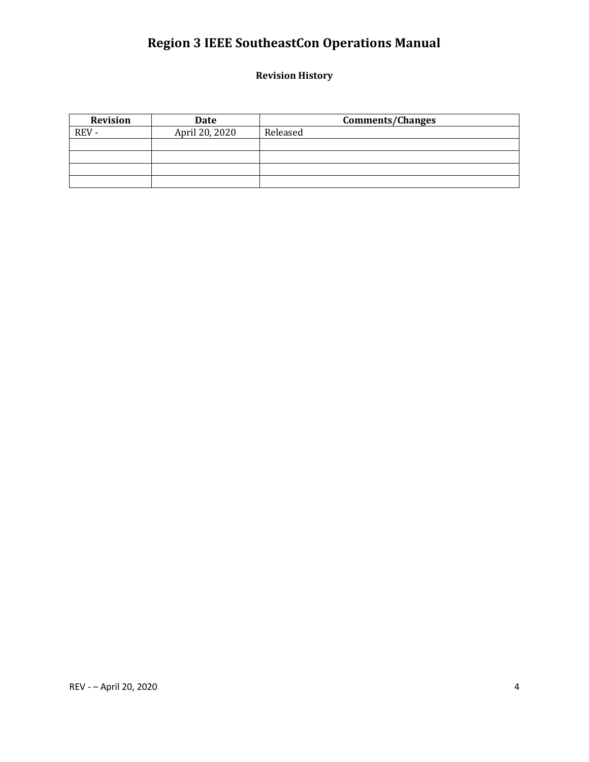# Region 3 IEEE SoutheastCon Operations Manual

**Revision History**

| Revision | Date | Comments/Changes |
| --- | --- | --- |
| REV - | April 20, 2020 | Released |
| | | |
| | | |
| | | |
| | | |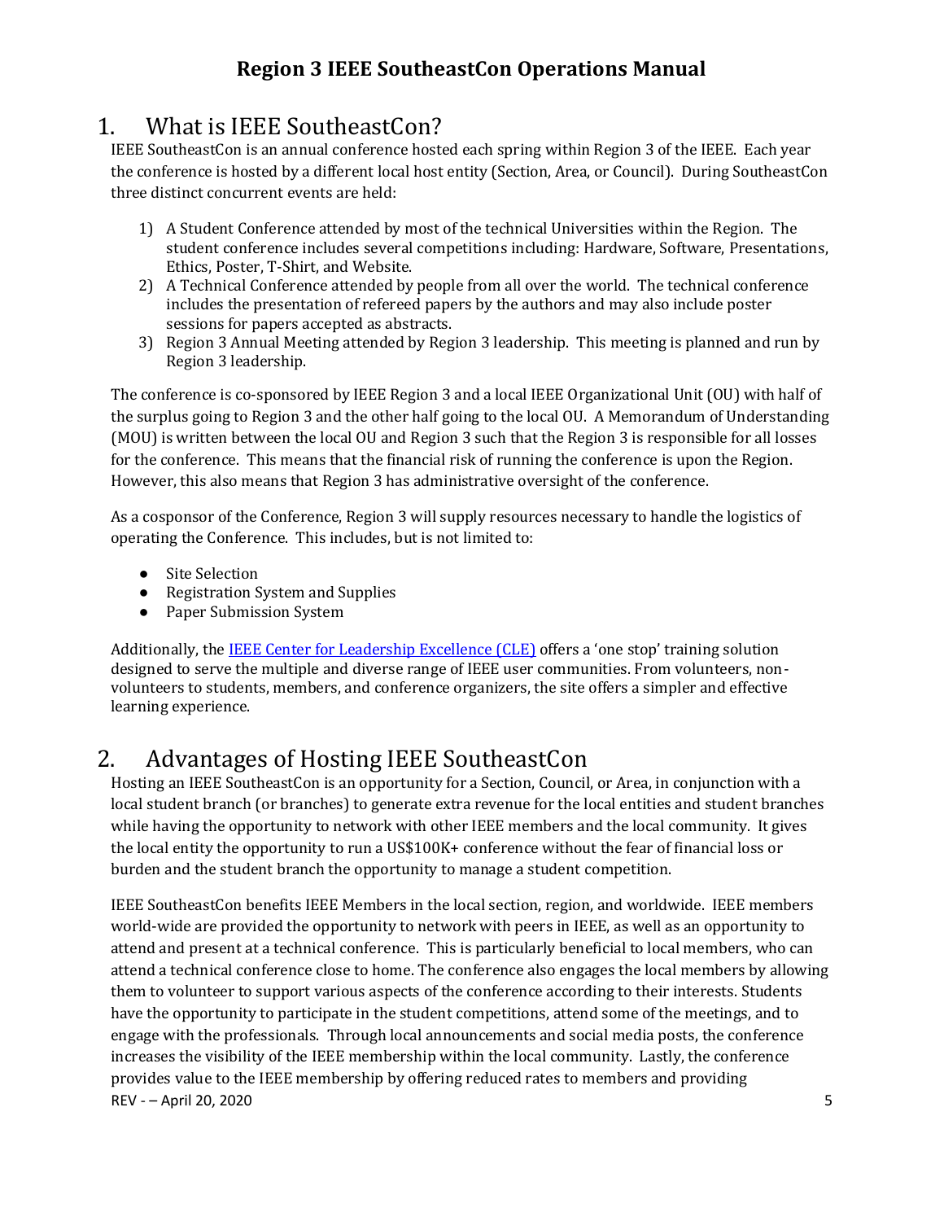## 1. What is IEEE SoutheastCon?

IEEE SoutheastCon is an annual conference hosted each spring within Region 3 of the IEEE. Each year the conference is hosted by a different local host entity (Section, Area, or Council). During SoutheastCon three distinct concurrent events are held:

1) A Student Conference attended by most of the technical Universities within the Region. The student conference includes several competitions including: Hardware, Software, Presentations, Ethics, Poster, T-Shirt, and Website.
2) A Technical Conference attended by people from all over the world. The technical conference includes the presentation of refereed papers by the authors and may also include poster sessions for papers accepted as abstracts.
3) Region 3 Annual Meeting attended by Region 3 leadership. This meeting is planned and run by Region 3 leadership.

The conference is co-sponsored by IEEE Region 3 and a local IEEE Organizational Unit (OU) with half of the surplus going to Region 3 and the other half going to the local OU. A Memorandum of Understanding (MOU) is written between the local OU and Region 3 such that the Region 3 is responsible for all losses for the conference. This means that the financial risk of running the conference is upon the Region. However, this also means that Region 3 has administrative oversight of the conference.

As a cosponsor of the Conference, Region 3 will supply resources necessary to handle the logistics of operating the Conference. This includes, but is not limited to:

- Site Selection
- Registration System and Supplies
- Paper Submission System

Additionally, the IEEE Center for Leadership Excellence (CLE) offers a 'one stop' training solution designed to serve the multiple and diverse range of IEEE user communities. From volunteers, non-volunteers to students, members, and conference organizers, the site offers a simpler and effective learning experience.

## 2. Advantages of Hosting IEEE SoutheastCon

Hosting an IEEE SoutheastCon is an opportunity for a Section, Council, or Area, in conjunction with a local student branch (or branches) to generate extra revenue for the local entities and student branches while having the opportunity to network with other IEEE members and the local community. It gives the local entity the opportunity to run a US$100K+ conference without the fear of financial loss or burden and the student branch the opportunity to manage a student competition.

IEEE SoutheastCon benefits IEEE Members in the local section, region, and worldwide. IEEE members world-wide are provided the opportunity to network with peers in IEEE, as well as an opportunity to attend and present at a technical conference. This is particularly beneficial to local members, who can attend a technical conference close to home. The conference also engages the local members by allowing them to volunteer to support various aspects of the conference according to their interests. Students have the opportunity to participate in the student competitions, attend some of the meetings, and to engage with the professionals. Through local announcements and social media posts, the conference increases the visibility of the IEEE membership within the local community. Lastly, the conference provides value to the IEEE membership by offering reduced rates to members and providing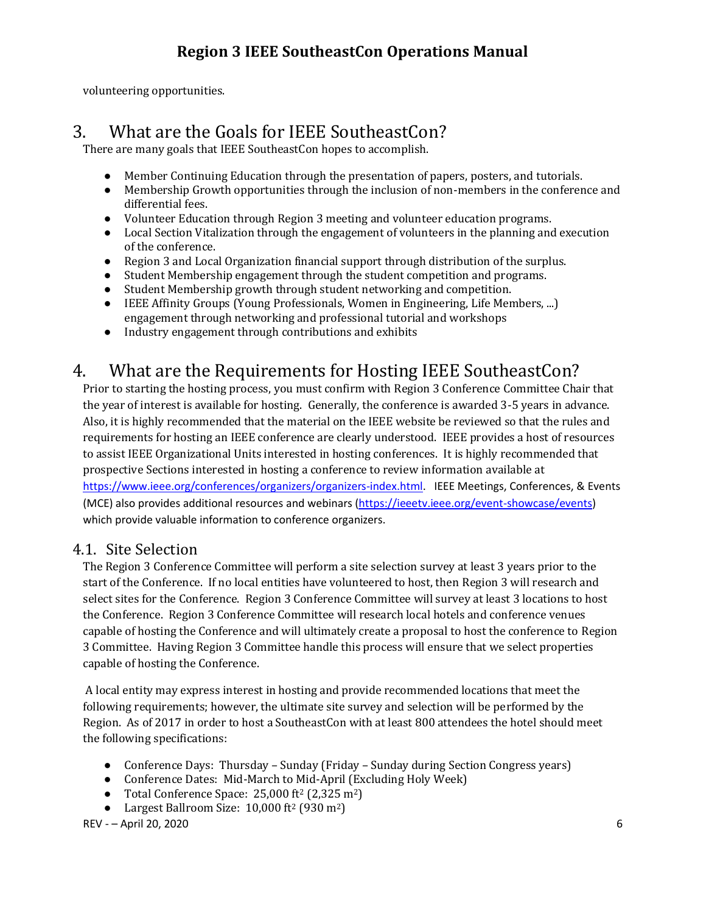volunteering opportunities.

# 3. What are the Goals for IEEE SoutheastCon?

There are many goals that IEEE SoutheastCon hopes to accomplish.

- Member Continuing Education through the presentation of papers, posters, and tutorials.
- Membership Growth opportunities through the inclusion of non-members in the conference and differential fees.
- Volunteer Education through Region 3 meeting and volunteer education programs.
- Local Section Vitalization through the engagement of volunteers in the planning and execution of the conference.
- Region 3 and Local Organization financial support through distribution of the surplus.
- Student Membership engagement through the student competition and programs.
- Student Membership growth through student networking and competition.
- IEEE Affinity Groups (Young Professionals, Women in Engineering, Life Members, ...) engagement through networking and professional tutorial and workshops
- Industry engagement through contributions and exhibits

# 4. What are the Requirements for Hosting IEEE SoutheastCon?

Prior to starting the hosting process, you must confirm with Region 3 Conference Committee Chair that the year of interest is available for hosting. Generally, the conference is awarded 3-5 years in advance. Also, it is highly recommended that the material on the IEEE website be reviewed so that the rules and requirements for hosting an IEEE conference are clearly understood. IEEE provides a host of resources to assist IEEE Organizational Units interested in hosting conferences. It is highly recommended that prospective Sections interested in hosting a conference to review information available at https://www.ieee.org/conferences/organizers/organizers-index.html. IEEE Meetings, Conferences, & Events (MCE) also provides additional resources and webinars (https://ieeetv.ieee.org/event-showcase/events) which provide valuable information to conference organizers.

## 4.1. Site Selection

The Region 3 Conference Committee will perform a site selection survey at least 3 years prior to the start of the Conference. If no local entities have volunteered to host, then Region 3 will research and select sites for the Conference. Region 3 Conference Committee will survey at least 3 locations to host the Conference. Region 3 Conference Committee will research local hotels and conference venues capable of hosting the Conference and will ultimately create a proposal to host the conference to Region 3 Committee. Having Region 3 Committee handle this process will ensure that we select properties capable of hosting the Conference.

A local entity may express interest in hosting and provide recommended locations that meet the following requirements; however, the ultimate site survey and selection will be performed by the Region. As of 2017 in order to host a SoutheastCon with at least 800 attendees the hotel should meet the following specifications:

- Conference Days: Thursday – Sunday (Friday – Sunday during Section Congress years)
- Conference Dates: Mid-March to Mid-April (Excluding Holy Week)
- Total Conference Space: 25,000 $ft^2$ (2,325 $m^2$)
- Largest Ballroom Size: 10,000 $ft^2$ (930 $m^2$)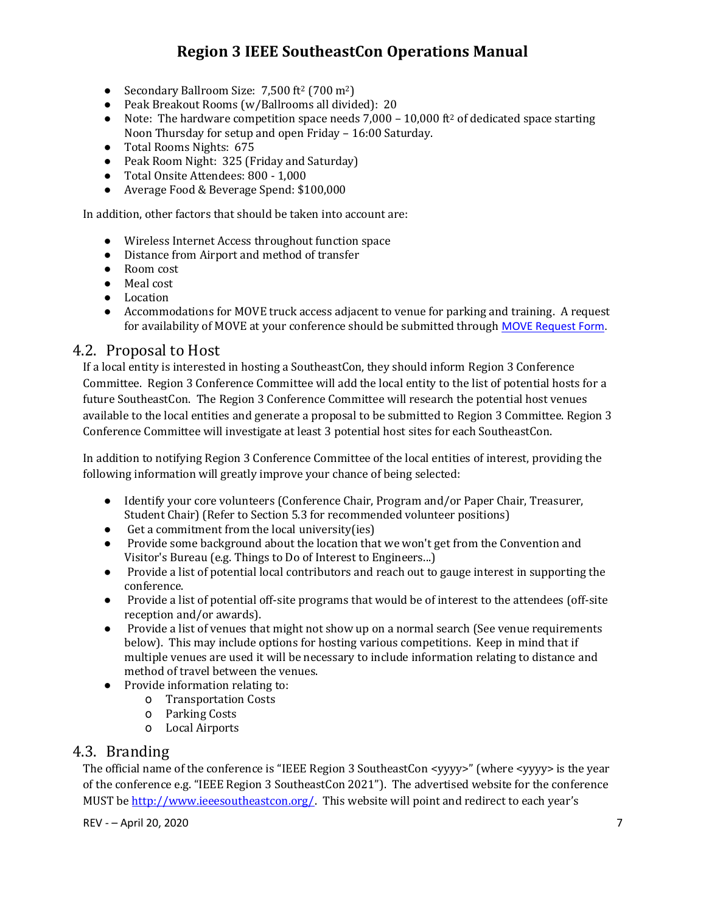- Secondary Ballroom Size: 7,500 ft$^2$ (700 m$^2$)
- Peak Breakout Rooms (w/Ballrooms all divided): 20
- Note: The hardware competition space needs 7,000 – 10,000 ft$^2$ of dedicated space starting Noon Thursday for setup and open Friday – 16:00 Saturday.
- Total Rooms Nights: 675
- Peak Room Night: 325 (Friday and Saturday)
- Total Onsite Attendees: 800 - 1,000
- Average Food & Beverage Spend: $100,000

In addition, other factors that should be taken into account are:

- Wireless Internet Access throughout function space
- Distance from Airport and method of transfer
- Room cost
- Meal cost
- Location
- Accommodations for MOVE truck access adjacent to venue for parking and training. A request for availability of MOVE at your conference should be submitted through MOVE Request Form.

## 4.2. Proposal to Host

If a local entity is interested in hosting a SoutheastCon, they should inform Region 3 Conference Committee. Region 3 Conference Committee will add the local entity to the list of potential hosts for a future SoutheastCon. The Region 3 Conference Committee will research the potential host venues available to the local entities and generate a proposal to be submitted to Region 3 Committee. Region 3 Conference Committee will investigate at least 3 potential host sites for each SoutheastCon.

In addition to notifying Region 3 Conference Committee of the local entities of interest, providing the following information will greatly improve your chance of being selected:

- Identify your core volunteers (Conference Chair, Program and/or Paper Chair, Treasurer, Student Chair) (Refer to Section 5.3 for recommended volunteer positions)
- Get a commitment from the local university(ies)
- Provide some background about the location that we won't get from the Convention and Visitor's Bureau (e.g. Things to Do of Interest to Engineers...)
- Provide a list of potential local contributors and reach out to gauge interest in supporting the conference.
- Provide a list of potential off-site programs that would be of interest to the attendees (off-site reception and/or awards).
- Provide a list of venues that might not show up on a normal search (See venue requirements below). This may include options for hosting various competitions. Keep in mind that if multiple venues are used it will be necessary to include information relating to distance and method of travel between the venues.
- Provide information relating to:
  - Transportation Costs
  - Parking Costs
  - Local Airports

## 4.3. Branding

The official name of the conference is "IEEE Region 3 SoutheastCon <yyyy>" (where <yyyy> is the year of the conference e.g. "IEEE Region 3 SoutheastCon 2021"). The advertised website for the conference MUST be http://www.ieeesoutheastcon.org/. This website will point and redirect to each year's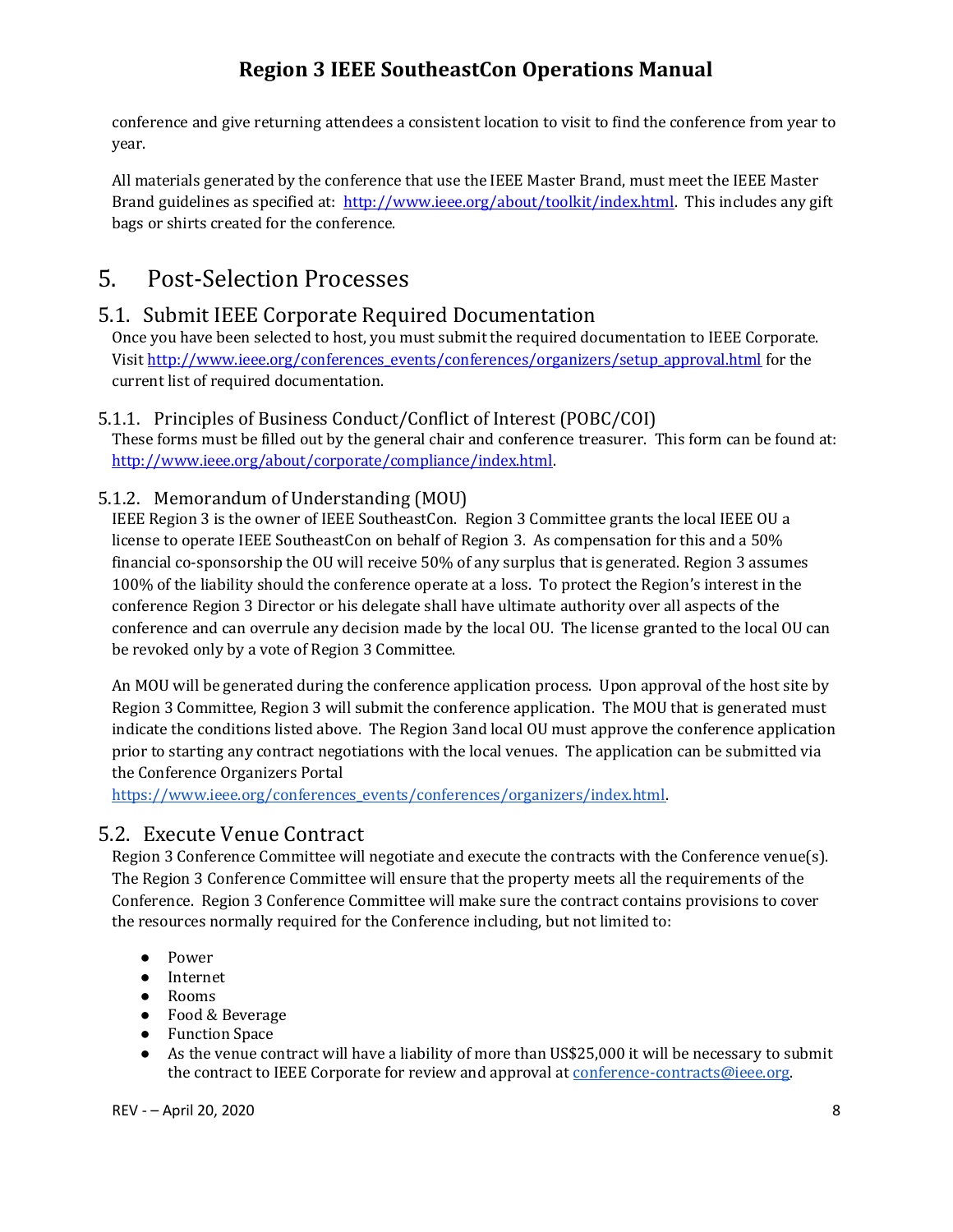conference and give returning attendees a consistent location to visit to find the conference from year to year.

All materials generated by the conference that use the IEEE Master Brand, must meet the IEEE Master Brand guidelines as specified at: http://www.ieee.org/about/toolkit/index.html. This includes any gift bags or shirts created for the conference.

# 5. Post-Selection Processes

## 5.1. Submit IEEE Corporate Required Documentation

Once you have been selected to host, you must submit the required documentation to IEEE Corporate. Visit http://www.ieee.org/conferences_events/conferences/organizers/setup_approval.html for the current list of required documentation.

### 5.1.1. Principles of Business Conduct/Conflict of Interest (POBC/COI)

These forms must be filled out by the general chair and conference treasurer. This form can be found at: http://www.ieee.org/about/corporate/compliance/index.html.

### 5.1.2. Memorandum of Understanding (MOU)

IEEE Region 3 is the owner of IEEE SoutheastCon. Region 3 Committee grants the local IEEE OU a license to operate IEEE SoutheastCon on behalf of Region 3. As compensation for this and a 50% financial co-sponsorship the OU will receive 50% of any surplus that is generated. Region 3 assumes 100% of the liability should the conference operate at a loss. To protect the Region's interest in the conference Region 3 Director or his delegate shall have ultimate authority over all aspects of the conference and can overrule any decision made by the local OU. The license granted to the local OU can be revoked only by a vote of Region 3 Committee.

An MOU will be generated during the conference application process. Upon approval of the host site by Region 3 Committee, Region 3 will submit the conference application. The MOU that is generated must indicate the conditions listed above. The Region 3and local OU must approve the conference application prior to starting any contract negotiations with the local venues. The application can be submitted via the Conference Organizers Portal https://www.ieee.org/conferences_events/conferences/organizers/index.html.

## 5.2. Execute Venue Contract

Region 3 Conference Committee will negotiate and execute the contracts with the Conference venue(s). The Region 3 Conference Committee will ensure that the property meets all the requirements of the Conference. Region 3 Conference Committee will make sure the contract contains provisions to cover the resources normally required for the Conference including, but not limited to:

- Power
- Internet
- Rooms
- Food & Beverage
- Function Space
- As the venue contract will have a liability of more than US$25,000 it will be necessary to submit the contract to IEEE Corporate for review and approval at conference-contracts@ieee.org.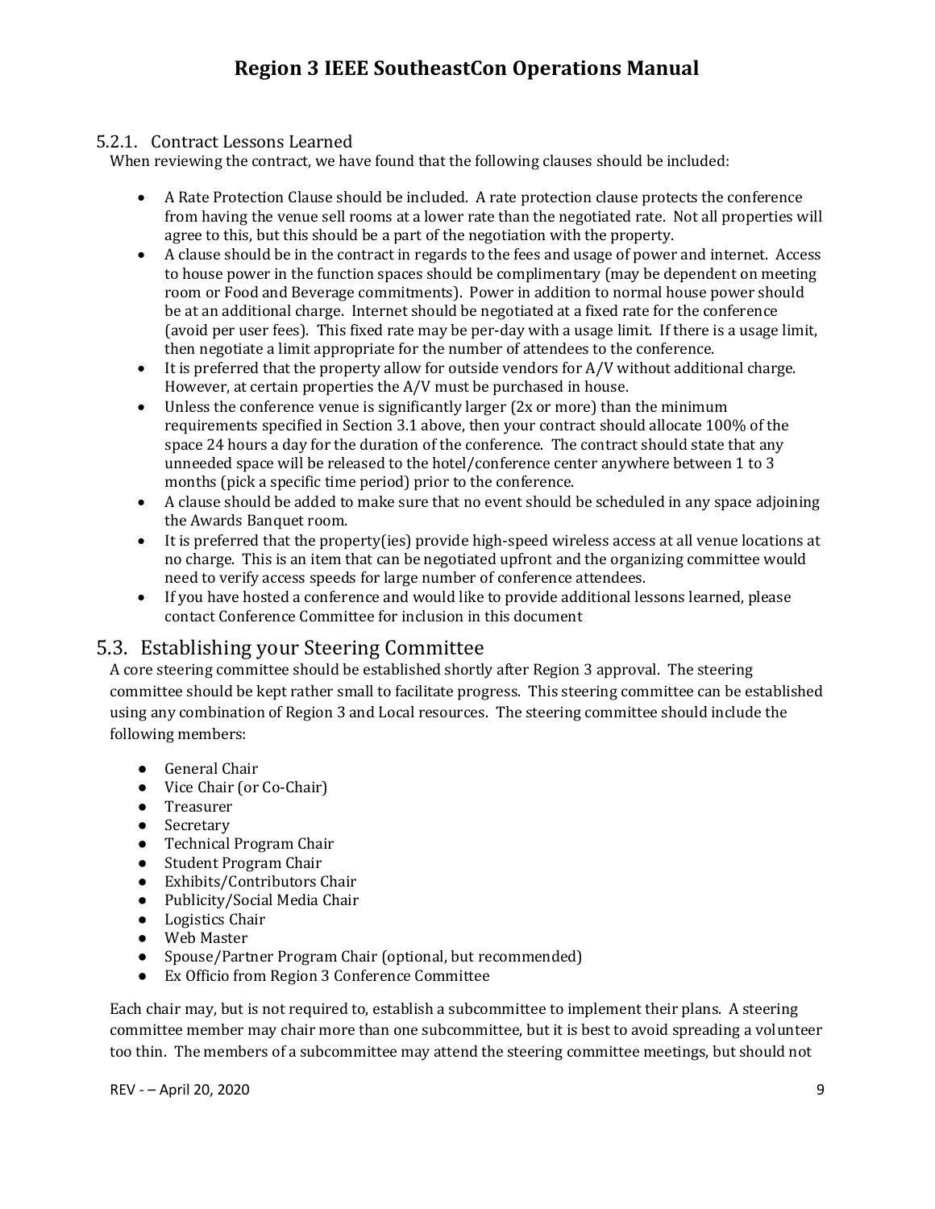### 5.2.1. Contract Lessons Learned

When reviewing the contract, we have found that the following clauses should be included:

- A Rate Protection Clause should be included. A rate protection clause protects the conference from having the venue sell rooms at a lower rate than the negotiated rate. Not all properties will agree to this, but this should be a part of the negotiation with the property.
- A clause should be in the contract in regards to the fees and usage of power and internet. Access to house power in the function spaces should be complimentary (may be dependent on meeting room or Food and Beverage commitments). Power in addition to normal house power should be at an additional charge. Internet should be negotiated at a fixed rate for the conference (avoid per user fees). This fixed rate may be per-day with a usage limit. If there is a usage limit, then negotiate a limit appropriate for the number of attendees to the conference.
- It is preferred that the property allow for outside vendors for A/V without additional charge. However, at certain properties the A/V must be purchased in house.
- Unless the conference venue is significantly larger (2x or more) than the minimum requirements specified in Section 3.1 above, then your contract should allocate 100% of the space 24 hours a day for the duration of the conference. The contract should state that any unneeded space will be released to the hotel/conference center anywhere between 1 to 3 months (pick a specific time period) prior to the conference.
- A clause should be added to make sure that no event should be scheduled in any space adjoining the Awards Banquet room.
- It is preferred that the property(ies) provide high-speed wireless access at all venue locations at no charge. This is an item that can be negotiated upfront and the organizing committee would need to verify access speeds for large number of conference attendees.
- If you have hosted a conference and would like to provide additional lessons learned, please contact Conference Committee for inclusion in this document

## 5.3. Establishing your Steering Committee

A core steering committee should be established shortly after Region 3 approval. The steering committee should be kept rather small to facilitate progress. This steering committee can be established using any combination of Region 3 and Local resources. The steering committee should include the following members:

- General Chair
- Vice Chair (or Co-Chair)
- Treasurer
- Secretary
- Technical Program Chair
- Student Program Chair
- Exhibits/Contributors Chair
- Publicity/Social Media Chair
- Logistics Chair
- Web Master
- Spouse/Partner Program Chair (optional, but recommended)
- Ex Officio from Region 3 Conference Committee

Each chair may, but is not required to, establish a subcommittee to implement their plans. A steering committee member may chair more than one subcommittee, but it is best to avoid spreading a volunteer too thin. The members of a subcommittee may attend the steering committee meetings, but should not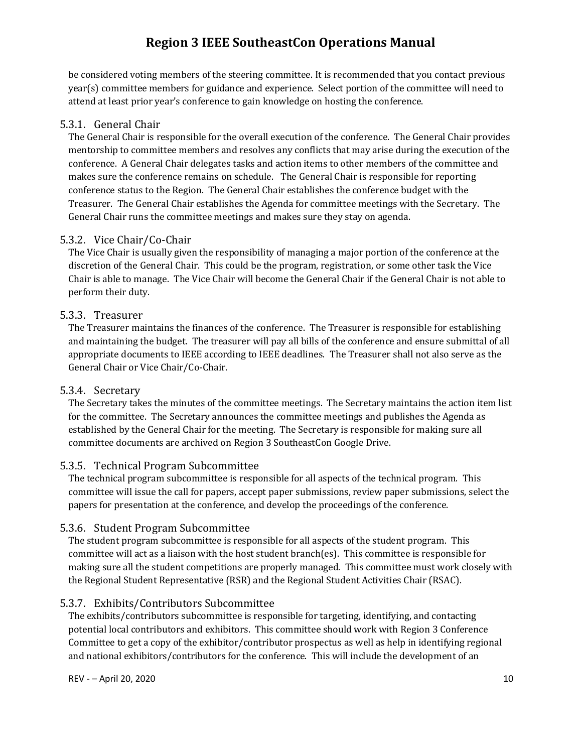be considered voting members of the steering committee. It is recommended that you contact previous year(s) committee members for guidance and experience. Select portion of the committee will need to attend at least prior year's conference to gain knowledge on hosting the conference.

### 5.3.1. General Chair

The General Chair is responsible for the overall execution of the conference. The General Chair provides mentorship to committee members and resolves any conflicts that may arise during the execution of the conference. A General Chair delegates tasks and action items to other members of the committee and makes sure the conference remains on schedule. The General Chair is responsible for reporting conference status to the Region. The General Chair establishes the conference budget with the Treasurer. The General Chair establishes the Agenda for committee meetings with the Secretary. The General Chair runs the committee meetings and makes sure they stay on agenda.

### 5.3.2. Vice Chair/Co-Chair

The Vice Chair is usually given the responsibility of managing a major portion of the conference at the discretion of the General Chair. This could be the program, registration, or some other task the Vice Chair is able to manage. The Vice Chair will become the General Chair if the General Chair is not able to perform their duty.

### 5.3.3. Treasurer

The Treasurer maintains the finances of the conference. The Treasurer is responsible for establishing and maintaining the budget. The treasurer will pay all bills of the conference and ensure submittal of all appropriate documents to IEEE according to IEEE deadlines. The Treasurer shall not also serve as the General Chair or Vice Chair/Co-Chair.

### 5.3.4. Secretary

The Secretary takes the minutes of the committee meetings. The Secretary maintains the action item list for the committee. The Secretary announces the committee meetings and publishes the Agenda as established by the General Chair for the meeting. The Secretary is responsible for making sure all committee documents are archived on Region 3 SoutheastCon Google Drive.

### 5.3.5. Technical Program Subcommittee

The technical program subcommittee is responsible for all aspects of the technical program. This committee will issue the call for papers, accept paper submissions, review paper submissions, select the papers for presentation at the conference, and develop the proceedings of the conference.

### 5.3.6. Student Program Subcommittee

The student program subcommittee is responsible for all aspects of the student program. This committee will act as a liaison with the host student branch(es). This committee is responsible for making sure all the student competitions are properly managed. This committee must work closely with the Regional Student Representative (RSR) and the Regional Student Activities Chair (RSAC).

### 5.3.7. Exhibits/Contributors Subcommittee

The exhibits/contributors subcommittee is responsible for targeting, identifying, and contacting potential local contributors and exhibitors. This committee should work with Region 3 Conference Committee to get a copy of the exhibitor/contributor prospectus as well as help in identifying regional and national exhibitors/contributors for the conference. This will include the development of an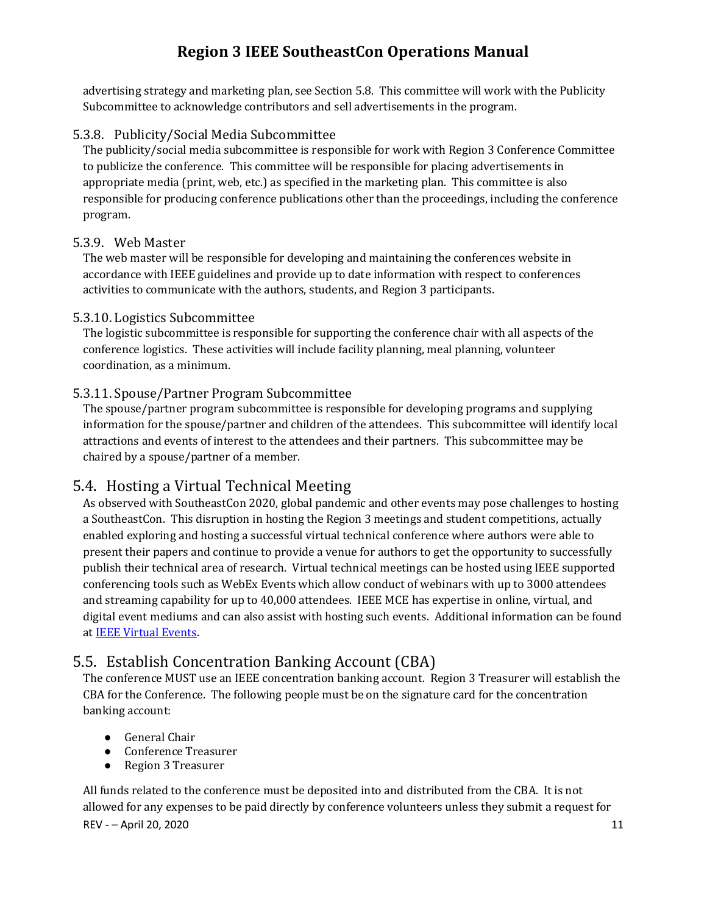advertising strategy and marketing plan, see Section 5.8. This committee will work with the Publicity Subcommittee to acknowledge contributors and sell advertisements in the program.

### 5.3.8. Publicity/Social Media Subcommittee

The publicity/social media subcommittee is responsible for work with Region 3 Conference Committee to publicize the conference. This committee will be responsible for placing advertisements in appropriate media (print, web, etc.) as specified in the marketing plan. This committee is also responsible for producing conference publications other than the proceedings, including the conference program.

### 5.3.9. Web Master

The web master will be responsible for developing and maintaining the conferences website in accordance with IEEE guidelines and provide up to date information with respect to conferences activities to communicate with the authors, students, and Region 3 participants.

### 5.3.10. Logistics Subcommittee

The logistic subcommittee is responsible for supporting the conference chair with all aspects of the conference logistics. These activities will include facility planning, meal planning, volunteer coordination, as a minimum.

### 5.3.11. Spouse/Partner Program Subcommittee

The spouse/partner program subcommittee is responsible for developing programs and supplying information for the spouse/partner and children of the attendees. This subcommittee will identify local attractions and events of interest to the attendees and their partners. This subcommittee may be chaired by a spouse/partner of a member.

## 5.4. Hosting a Virtual Technical Meeting

As observed with SoutheastCon 2020, global pandemic and other events may pose challenges to hosting a SoutheastCon. This disruption in hosting the Region 3 meetings and student competitions, actually enabled exploring and hosting a successful virtual technical conference where authors were able to present their papers and continue to provide a venue for authors to get the opportunity to successfully publish their technical area of research. Virtual technical meetings can be hosted using IEEE supported conferencing tools such as WebEx Events which allow conduct of webinars with up to 3000 attendees and streaming capability for up to 40,000 attendees. IEEE MCE has expertise in online, virtual, and digital event mediums and can also assist with hosting such events. Additional information can be found at IEEE Virtual Events.

## 5.5. Establish Concentration Banking Account (CBA)

The conference MUST use an IEEE concentration banking account. Region 3 Treasurer will establish the CBA for the Conference. The following people must be on the signature card for the concentration banking account:

- General Chair
- Conference Treasurer
- Region 3 Treasurer

All funds related to the conference must be deposited into and distributed from the CBA. It is not allowed for any expenses to be paid directly by conference volunteers unless they submit a request for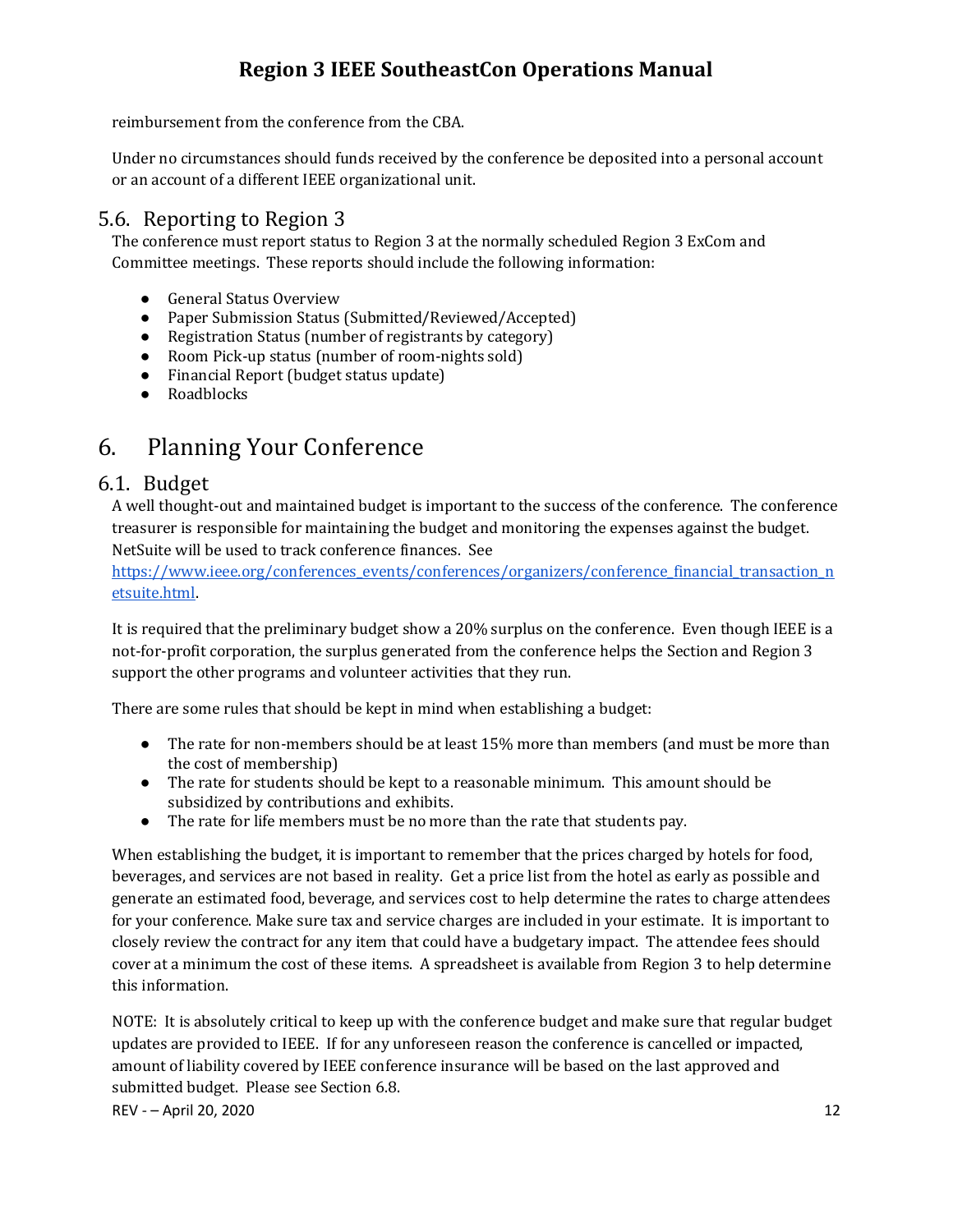reimbursement from the conference from the CBA.

Under no circumstances should funds received by the conference be deposited into a personal account or an account of a different IEEE organizational unit.

## 5.6. Reporting to Region 3

The conference must report status to Region 3 at the normally scheduled Region 3 ExCom and Committee meetings. These reports should include the following information:

- General Status Overview
- Paper Submission Status (Submitted/Reviewed/Accepted)
- Registration Status (number of registrants by category)
- Room Pick-up status (number of room-nights sold)
- Financial Report (budget status update)
- Roadblocks

# 6. Planning Your Conference

## 6.1. Budget

A well thought-out and maintained budget is important to the success of the conference. The conference treasurer is responsible for maintaining the budget and monitoring the expenses against the budget. NetSuite will be used to track conference finances. See [https://www.ieee.org/conferences_events/conferences/organizers/conference_financial_transaction_netsuite.html](https://www.ieee.org/conferences_events/conferences/organizers/conference_financial_transaction_netsuite.html).

It is required that the preliminary budget show a 20% surplus on the conference. Even though IEEE is a not-for-profit corporation, the surplus generated from the conference helps the Section and Region 3 support the other programs and volunteer activities that they run.

There are some rules that should be kept in mind when establishing a budget:

- The rate for non-members should be at least 15% more than members (and must be more than the cost of membership)
- The rate for students should be kept to a reasonable minimum. This amount should be subsidized by contributions and exhibits.
- The rate for life members must be no more than the rate that students pay.

When establishing the budget, it is important to remember that the prices charged by hotels for food, beverages, and services are not based in reality. Get a price list from the hotel as early as possible and generate an estimated food, beverage, and services cost to help determine the rates to charge attendees for your conference. Make sure tax and service charges are included in your estimate. It is important to closely review the contract for any item that could have a budgetary impact. The attendee fees should cover at a minimum the cost of these items. A spreadsheet is available from Region 3 to help determine this information.

NOTE: It is absolutely critical to keep up with the conference budget and make sure that regular budget updates are provided to IEEE. If for any unforeseen reason the conference is cancelled or impacted, amount of liability covered by IEEE conference insurance will be based on the last approved and submitted budget. Please see Section 6.8.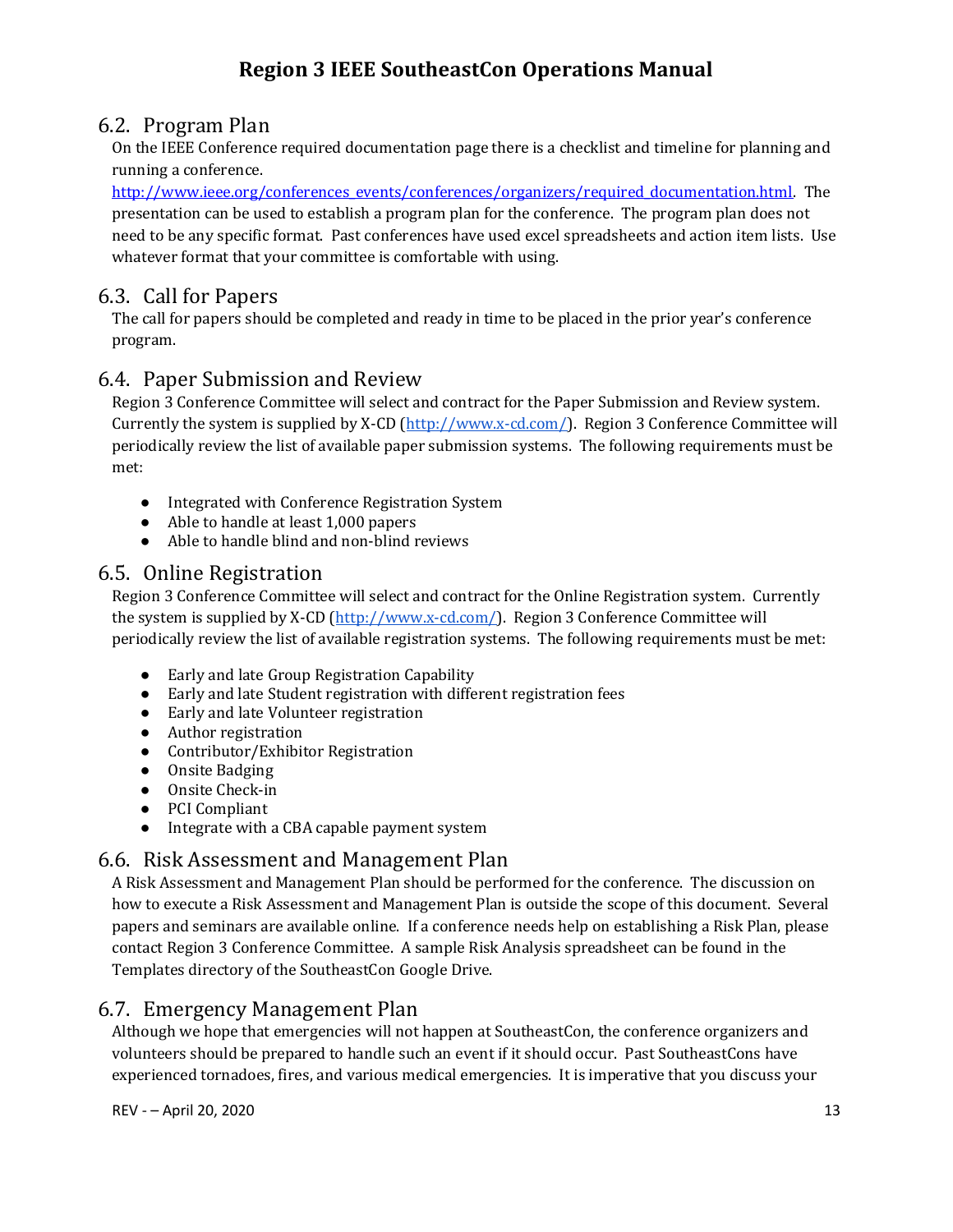## 6.2. Program Plan

On the IEEE Conference required documentation page there is a checklist and timeline for planning and running a conference.
http://www.ieee.org/conferences_events/conferences/organizers/required_documentation.html. The presentation can be used to establish a program plan for the conference. The program plan does not need to be any specific format. Past conferences have used excel spreadsheets and action item lists. Use whatever format that your committee is comfortable with using.

## 6.3. Call for Papers

The call for papers should be completed and ready in time to be placed in the prior year's conference program.

## 6.4. Paper Submission and Review

Region 3 Conference Committee will select and contract for the Paper Submission and Review system. Currently the system is supplied by X-CD (http://www.x-cd.com/). Region 3 Conference Committee will periodically review the list of available paper submission systems. The following requirements must be met:

- Integrated with Conference Registration System
- Able to handle at least 1,000 papers
- Able to handle blind and non-blind reviews

## 6.5. Online Registration

Region 3 Conference Committee will select and contract for the Online Registration system. Currently the system is supplied by X-CD (http://www.x-cd.com/). Region 3 Conference Committee will periodically review the list of available registration systems. The following requirements must be met:

- Early and late Group Registration Capability
- Early and late Student registration with different registration fees
- Early and late Volunteer registration
- Author registration
- Contributor/Exhibitor Registration
- Onsite Badging
- Onsite Check-in
- PCI Compliant
- Integrate with a CBA capable payment system

## 6.6. Risk Assessment and Management Plan

A Risk Assessment and Management Plan should be performed for the conference. The discussion on how to execute a Risk Assessment and Management Plan is outside the scope of this document. Several papers and seminars are available online. If a conference needs help on establishing a Risk Plan, please contact Region 3 Conference Committee. A sample Risk Analysis spreadsheet can be found in the Templates directory of the SoutheastCon Google Drive.

## 6.7. Emergency Management Plan

Although we hope that emergencies will not happen at SoutheastCon, the conference organizers and volunteers should be prepared to handle such an event if it should occur. Past SoutheastCons have experienced tornadoes, fires, and various medical emergencies. It is imperative that you discuss your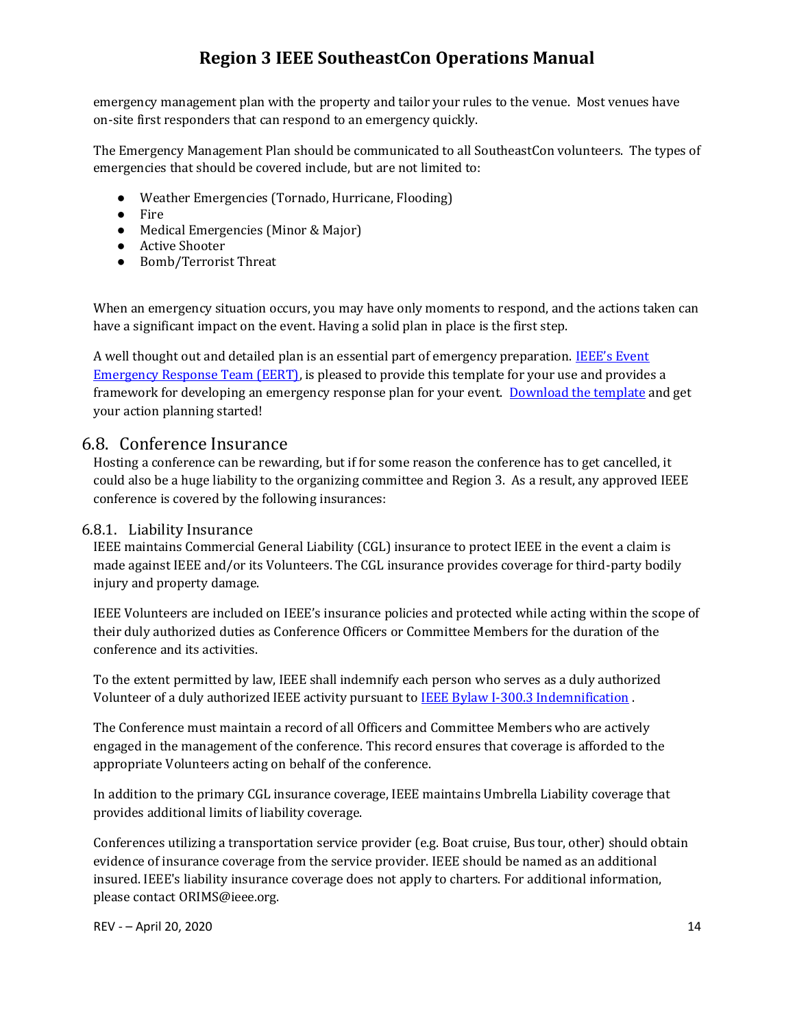emergency management plan with the property and tailor your rules to the venue. Most venues have on-site first responders that can respond to an emergency quickly.

The Emergency Management Plan should be communicated to all SoutheastCon volunteers. The types of emergencies that should be covered include, but are not limited to:

- Weather Emergencies (Tornado, Hurricane, Flooding)
- Fire
- Medical Emergencies (Minor & Major)
- Active Shooter
- Bomb/Terrorist Threat

When an emergency situation occurs, you may have only moments to respond, and the actions taken can have a significant impact on the event. Having a solid plan in place is the first step.

A well thought out and detailed plan is an essential part of emergency preparation. IEEE's Event Emergency Response Team (EERT), is pleased to provide this template for your use and provides a framework for developing an emergency response plan for your event. Download the template and get your action planning started!

## 6.8. Conference Insurance

Hosting a conference can be rewarding, but if for some reason the conference has to get cancelled, it could also be a huge liability to the organizing committee and Region 3. As a result, any approved IEEE conference is covered by the following insurances:

### 6.8.1. Liability Insurance

IEEE maintains Commercial General Liability (CGL) insurance to protect IEEE in the event a claim is made against IEEE and/or its Volunteers. The CGL insurance provides coverage for third-party bodily injury and property damage.

IEEE Volunteers are included on IEEE's insurance policies and protected while acting within the scope of their duly authorized duties as Conference Officers or Committee Members for the duration of the conference and its activities.

To the extent permitted by law, IEEE shall indemnify each person who serves as a duly authorized Volunteer of a duly authorized IEEE activity pursuant to IEEE Bylaw I-300.3 Indemnification .

The Conference must maintain a record of all Officers and Committee Members who are actively engaged in the management of the conference. This record ensures that coverage is afforded to the appropriate Volunteers acting on behalf of the conference.

In addition to the primary CGL insurance coverage, IEEE maintains Umbrella Liability coverage that provides additional limits of liability coverage.

Conferences utilizing a transportation service provider (e.g. Boat cruise, Bus tour, other) should obtain evidence of insurance coverage from the service provider. IEEE should be named as an additional insured. IEEE's liability insurance coverage does not apply to charters. For additional information, please contact ORIMS@ieee.org.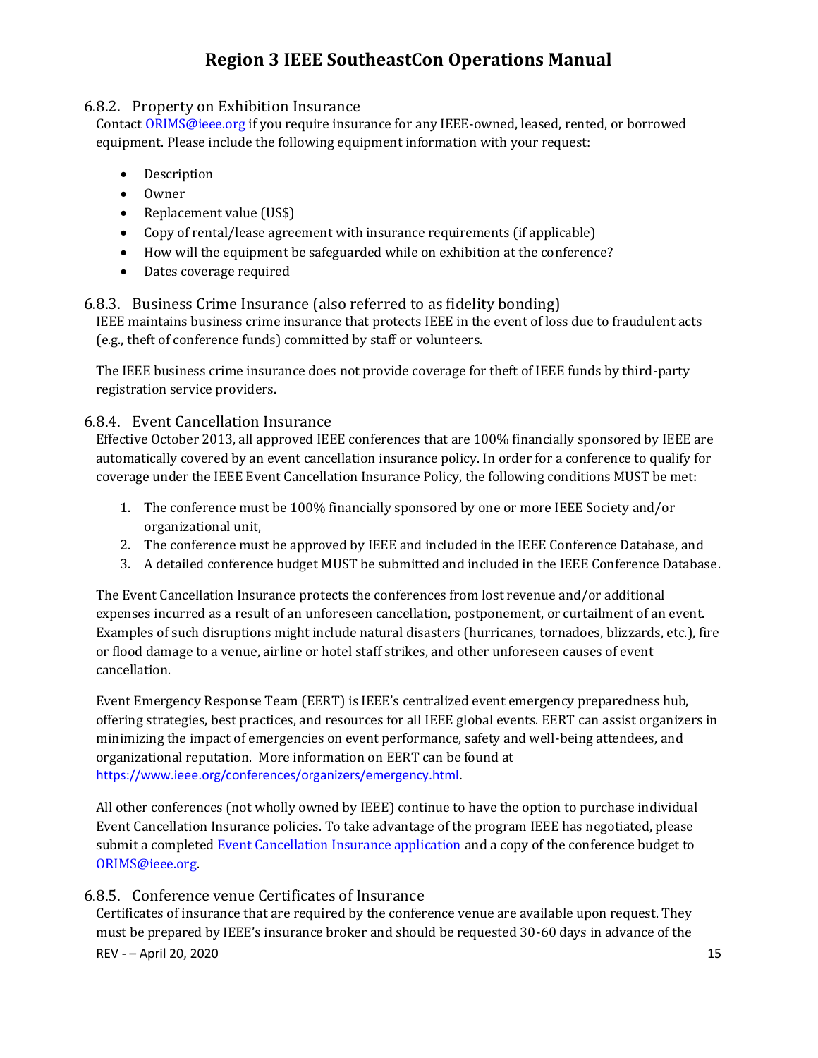### 6.8.2. Property on Exhibition Insurance

Contact [ORIMS@ieee.org](mailto:ORIMS@ieee.org) if you require insurance for any IEEE-owned, leased, rented, or borrowed equipment. Please include the following equipment information with your request:

- Description
- Owner
- Replacement value (US$)
- Copy of rental/lease agreement with insurance requirements (if applicable)
- How will the equipment be safeguarded while on exhibition at the conference?
- Dates coverage required

### 6.8.3. Business Crime Insurance (also referred to as fidelity bonding)

IEEE maintains business crime insurance that protects IEEE in the event of loss due to fraudulent acts (e.g., theft of conference funds) committed by staff or volunteers.

The IEEE business crime insurance does not provide coverage for theft of IEEE funds by third-party registration service providers.

### 6.8.4. Event Cancellation Insurance

Effective October 2013, all approved IEEE conferences that are 100% financially sponsored by IEEE are automatically covered by an event cancellation insurance policy. In order for a conference to qualify for coverage under the IEEE Event Cancellation Insurance Policy, the following conditions MUST be met:

1. The conference must be 100% financially sponsored by one or more IEEE Society and/or organizational unit,
2. The conference must be approved by IEEE and included in the IEEE Conference Database, and
3. A detailed conference budget MUST be submitted and included in the IEEE Conference Database.

The Event Cancellation Insurance protects the conferences from lost revenue and/or additional expenses incurred as a result of an unforeseen cancellation, postponement, or curtailment of an event. Examples of such disruptions might include natural disasters (hurricanes, tornadoes, blizzards, etc.), fire or flood damage to a venue, airline or hotel staff strikes, and other unforeseen causes of event cancellation.

Event Emergency Response Team (EERT) is IEEE's centralized event emergency preparedness hub, offering strategies, best practices, and resources for all IEEE global events. EERT can assist organizers in minimizing the impact of emergencies on event performance, safety and well-being attendees, and organizational reputation. More information on EERT can be found at [https://www.ieee.org/conferences/organizers/emergency.html](https://www.ieee.org/conferences/organizers/emergency.html).

All other conferences (not wholly owned by IEEE) continue to have the option to purchase individual Event Cancellation Insurance policies. To take advantage of the program IEEE has negotiated, please submit a completed Event Cancellation Insurance application and a copy of the conference budget to [ORIMS@ieee.org](mailto:ORIMS@ieee.org).

### 6.8.5. Conference venue Certificates of Insurance

Certificates of insurance that are required by the conference venue are available upon request. They must be prepared by IEEE's insurance broker and should be requested 30-60 days in advance of the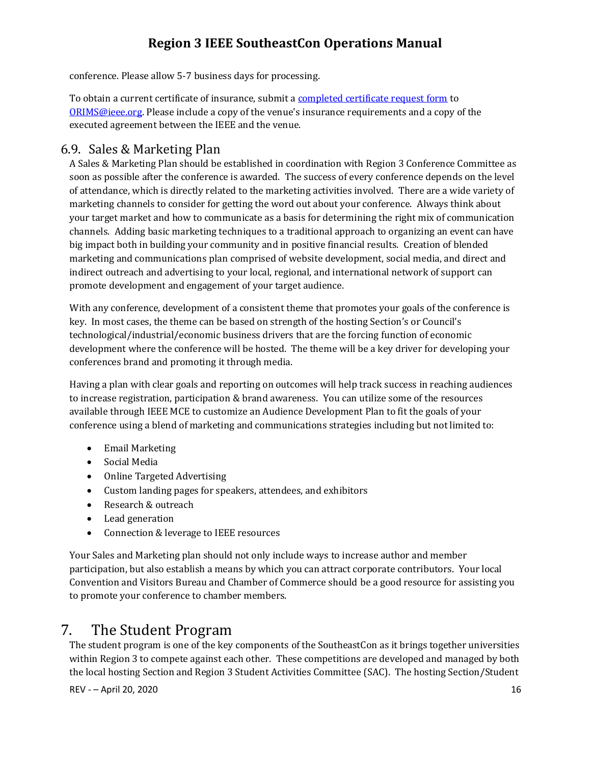conference. Please allow 5-7 business days for processing.

To obtain a current certificate of insurance, submit a [completed certificate request form](#) to [ORIMS@ieee.org](mailto:ORIMS@ieee.org). Please include a copy of the venue's insurance requirements and a copy of the executed agreement between the IEEE and the venue.

## 6.9. Sales & Marketing Plan

A Sales & Marketing Plan should be established in coordination with Region 3 Conference Committee as soon as possible after the conference is awarded. The success of every conference depends on the level of attendance, which is directly related to the marketing activities involved. There are a wide variety of marketing channels to consider for getting the word out about your conference. Always think about your target market and how to communicate as a basis for determining the right mix of communication channels. Adding basic marketing techniques to a traditional approach to organizing an event can have big impact both in building your community and in positive financial results. Creation of blended marketing and communications plan comprised of website development, social media, and direct and indirect outreach and advertising to your local, regional, and international network of support can promote development and engagement of your target audience.

With any conference, development of a consistent theme that promotes your goals of the conference is key. In most cases, the theme can be based on strength of the hosting Section's or Council's technological/industrial/economic business drivers that are the forcing function of economic development where the conference will be hosted. The theme will be a key driver for developing your conferences brand and promoting it through media.

Having a plan with clear goals and reporting on outcomes will help track success in reaching audiences to increase registration, participation & brand awareness. You can utilize some of the resources available through IEEE MCE to customize an Audience Development Plan to fit the goals of your conference using a blend of marketing and communications strategies including but not limited to:

- Email Marketing
- Social Media
- Online Targeted Advertising
- Custom landing pages for speakers, attendees, and exhibitors
- Research & outreach
- Lead generation
- Connection & leverage to IEEE resources

Your Sales and Marketing plan should not only include ways to increase author and member participation, but also establish a means by which you can attract corporate contributors. Your local Convention and Visitors Bureau and Chamber of Commerce should be a good resource for assisting you to promote your conference to chamber members.

# 7. The Student Program

The student program is one of the key components of the SoutheastCon as it brings together universities within Region 3 to compete against each other. These competitions are developed and managed by both the local hosting Section and Region 3 Student Activities Committee (SAC). The hosting Section/Student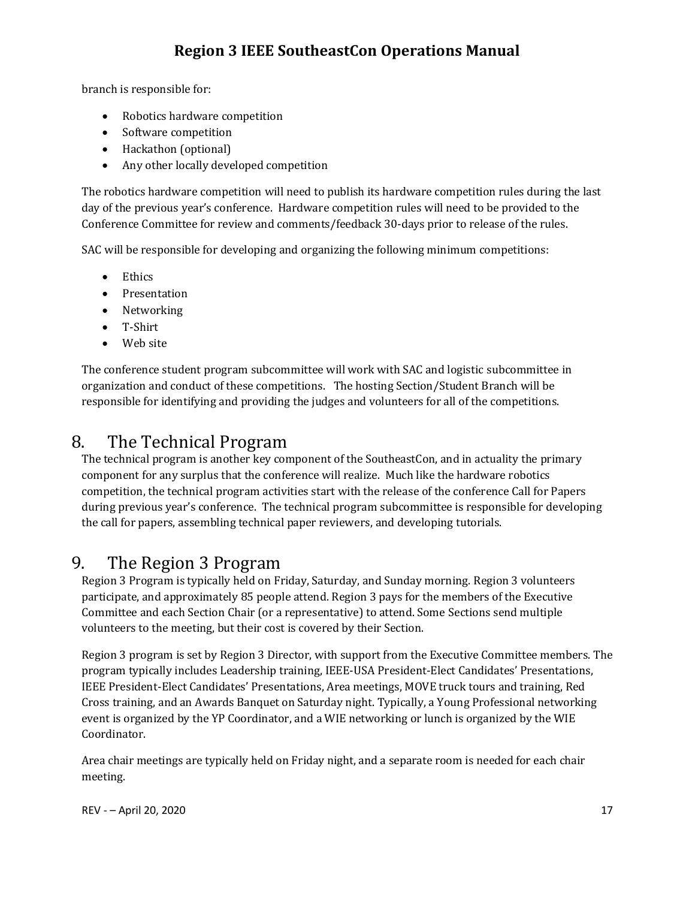branch is responsible for:

- Robotics hardware competition
- Software competition
- Hackathon (optional)
- Any other locally developed competition

The robotics hardware competition will need to publish its hardware competition rules during the last day of the previous year's conference. Hardware competition rules will need to be provided to the Conference Committee for review and comments/feedback 30-days prior to release of the rules.

SAC will be responsible for developing and organizing the following minimum competitions:

- Ethics
- Presentation
- Networking
- T-Shirt
- Web site

The conference student program subcommittee will work with SAC and logistic subcommittee in organization and conduct of these competitions. The hosting Section/Student Branch will be responsible for identifying and providing the judges and volunteers for all of the competitions.

# 8. The Technical Program

The technical program is another key component of the SoutheastCon, and in actuality the primary component for any surplus that the conference will realize. Much like the hardware robotics competition, the technical program activities start with the release of the conference Call for Papers during previous year's conference. The technical program subcommittee is responsible for developing the call for papers, assembling technical paper reviewers, and developing tutorials.

# 9. The Region 3 Program

Region 3 Program is typically held on Friday, Saturday, and Sunday morning. Region 3 volunteers participate, and approximately 85 people attend. Region 3 pays for the members of the Executive Committee and each Section Chair (or a representative) to attend. Some Sections send multiple volunteers to the meeting, but their cost is covered by their Section.

Region 3 program is set by Region 3 Director, with support from the Executive Committee members. The program typically includes Leadership training, IEEE-USA President-Elect Candidates' Presentations, IEEE President-Elect Candidates' Presentations, Area meetings, MOVE truck tours and training, Red Cross training, and an Awards Banquet on Saturday night. Typically, a Young Professional networking event is organized by the YP Coordinator, and a WIE networking or lunch is organized by the WIE Coordinator.

Area chair meetings are typically held on Friday night, and a separate room is needed for each chair meeting.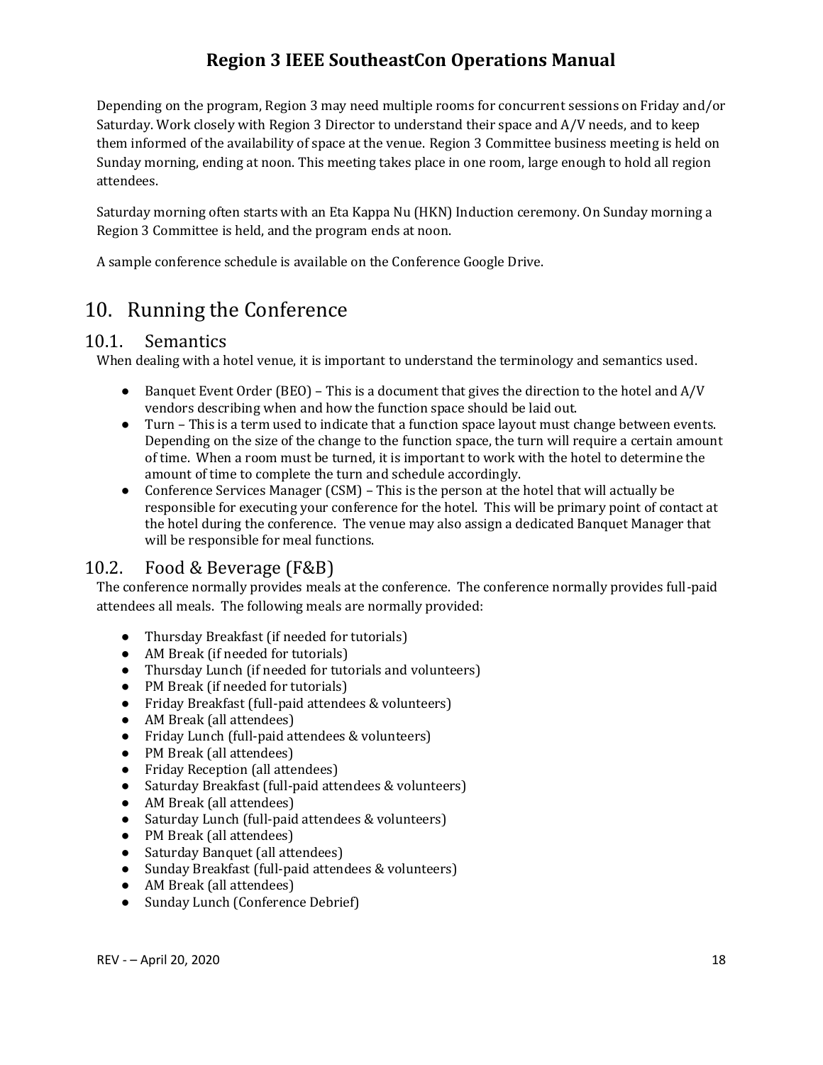Depending on the program, Region 3 may need multiple rooms for concurrent sessions on Friday and/or Saturday. Work closely with Region 3 Director to understand their space and A/V needs, and to keep them informed of the availability of space at the venue. Region 3 Committee business meeting is held on Sunday morning, ending at noon. This meeting takes place in one room, large enough to hold all region attendees.

Saturday morning often starts with an Eta Kappa Nu (HKN) Induction ceremony. On Sunday morning a Region 3 Committee is held, and the program ends at noon.

A sample conference schedule is available on the Conference Google Drive.

# 10. Running the Conference

## 10.1. Semantics

When dealing with a hotel venue, it is important to understand the terminology and semantics used.

- Banquet Event Order (BEO) – This is a document that gives the direction to the hotel and A/V vendors describing when and how the function space should be laid out.
- Turn – This is a term used to indicate that a function space layout must change between events. Depending on the size of the change to the function space, the turn will require a certain amount of time. When a room must be turned, it is important to work with the hotel to determine the amount of time to complete the turn and schedule accordingly.
- Conference Services Manager (CSM) – This is the person at the hotel that will actually be responsible for executing your conference for the hotel. This will be primary point of contact at the hotel during the conference. The venue may also assign a dedicated Banquet Manager that will be responsible for meal functions.

## 10.2. Food & Beverage (F&B)

The conference normally provides meals at the conference. The conference normally provides full-paid attendees all meals. The following meals are normally provided:

- Thursday Breakfast (if needed for tutorials)
- AM Break (if needed for tutorials)
- Thursday Lunch (if needed for tutorials and volunteers)
- PM Break (if needed for tutorials)
- Friday Breakfast (full-paid attendees & volunteers)
- AM Break (all attendees)
- Friday Lunch (full-paid attendees & volunteers)
- PM Break (all attendees)
- Friday Reception (all attendees)
- Saturday Breakfast (full-paid attendees & volunteers)
- AM Break (all attendees)
- Saturday Lunch (full-paid attendees & volunteers)
- PM Break (all attendees)
- Saturday Banquet (all attendees)
- Sunday Breakfast (full-paid attendees & volunteers)
- AM Break (all attendees)
- Sunday Lunch (Conference Debrief)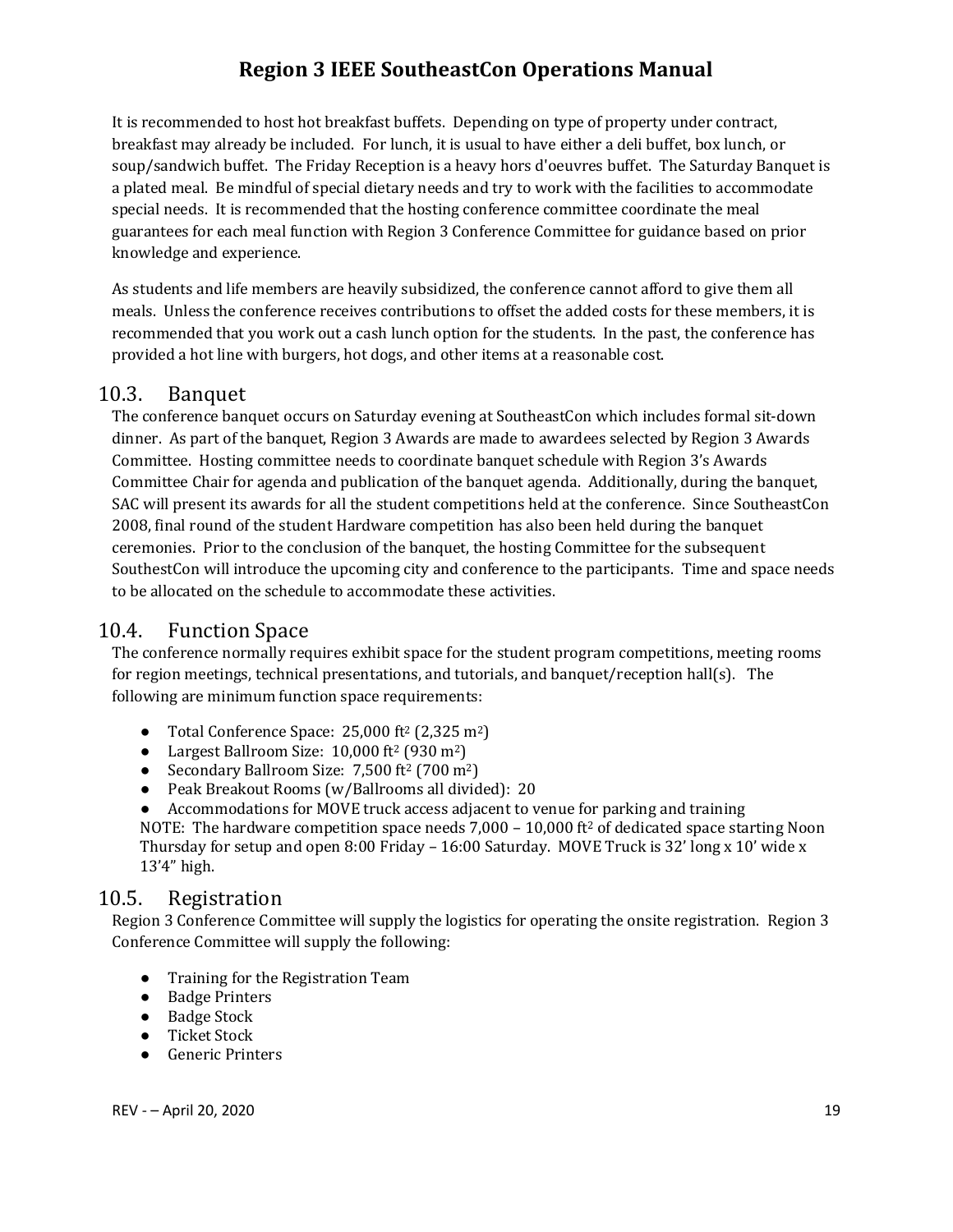It is recommended to host hot breakfast buffets. Depending on type of property under contract, breakfast may already be included. For lunch, it is usual to have either a deli buffet, box lunch, or soup/sandwich buffet. The Friday Reception is a heavy hors d'oeuvres buffet. The Saturday Banquet is a plated meal. Be mindful of special dietary needs and try to work with the facilities to accommodate special needs. It is recommended that the hosting conference committee coordinate the meal guarantees for each meal function with Region 3 Conference Committee for guidance based on prior knowledge and experience.

As students and life members are heavily subsidized, the conference cannot afford to give them all meals. Unless the conference receives contributions to offset the added costs for these members, it is recommended that you work out a cash lunch option for the students. In the past, the conference has provided a hot line with burgers, hot dogs, and other items at a reasonable cost.

## 10.3. Banquet

The conference banquet occurs on Saturday evening at SoutheastCon which includes formal sit-down dinner. As part of the banquet, Region 3 Awards are made to awardees selected by Region 3 Awards Committee. Hosting committee needs to coordinate banquet schedule with Region 3's Awards Committee Chair for agenda and publication of the banquet agenda. Additionally, during the banquet, SAC will present its awards for all the student competitions held at the conference. Since SoutheastCon 2008, final round of the student Hardware competition has also been held during the banquet ceremonies. Prior to the conclusion of the banquet, the hosting Committee for the subsequent SouthestCon will introduce the upcoming city and conference to the participants. Time and space needs to be allocated on the schedule to accommodate these activities.

## 10.4. Function Space

The conference normally requires exhibit space for the student program competitions, meeting rooms for region meetings, technical presentations, and tutorials, and banquet/reception hall(s). The following are minimum function space requirements:

- Total Conference Space: 25,000 $ft^2$ (2,325 $m^2$)
- Largest Ballroom Size: 10,000 $ft^2$ (930 $m^2$)
- Secondary Ballroom Size: 7,500 $ft^2$ (700 $m^2$)
- Peak Breakout Rooms (w/Ballrooms all divided): 20
- Accommodations for MOVE truck access adjacent to venue for parking and training

NOTE: The hardware competition space needs 7,000 – 10,000 $ft^2$ of dedicated space starting Noon Thursday for setup and open 8:00 Friday – 16:00 Saturday. MOVE Truck is 32' long x 10' wide x 13'4" high.

## 10.5. Registration

Region 3 Conference Committee will supply the logistics for operating the onsite registration. Region 3 Conference Committee will supply the following:

- Training for the Registration Team
- Badge Printers
- Badge Stock
- Ticket Stock
- Generic Printers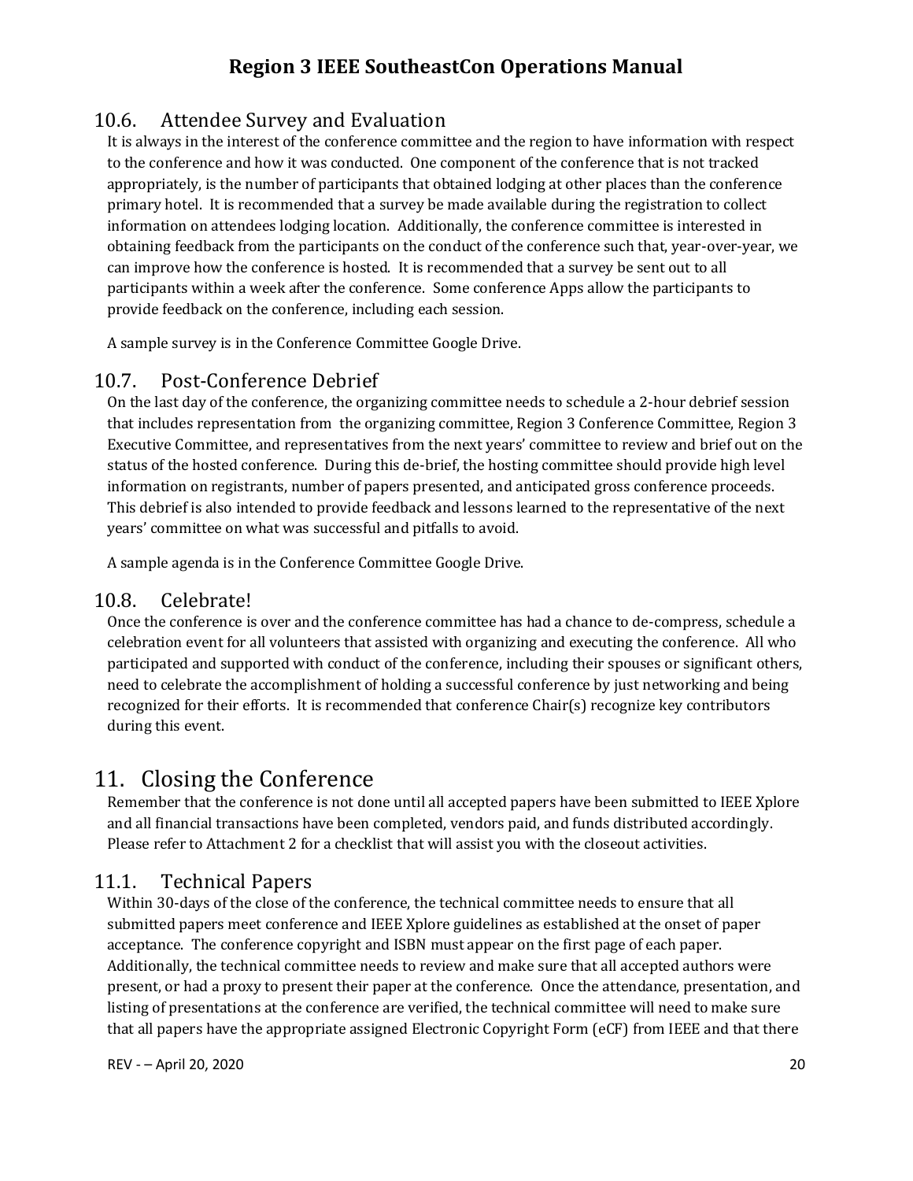## 10.6. Attendee Survey and Evaluation

It is always in the interest of the conference committee and the region to have information with respect to the conference and how it was conducted. One component of the conference that is not tracked appropriately, is the number of participants that obtained lodging at other places than the conference primary hotel. It is recommended that a survey be made available during the registration to collect information on attendees lodging location. Additionally, the conference committee is interested in obtaining feedback from the participants on the conduct of the conference such that, year-over-year, we can improve how the conference is hosted. It is recommended that a survey be sent out to all participants within a week after the conference. Some conference Apps allow the participants to provide feedback on the conference, including each session.

A sample survey is in the Conference Committee Google Drive.

## 10.7. Post-Conference Debrief

On the last day of the conference, the organizing committee needs to schedule a 2-hour debrief session that includes representation from the organizing committee, Region 3 Conference Committee, Region 3 Executive Committee, and representatives from the next years' committee to review and brief out on the status of the hosted conference. During this de-brief, the hosting committee should provide high level information on registrants, number of papers presented, and anticipated gross conference proceeds. This debrief is also intended to provide feedback and lessons learned to the representative of the next years' committee on what was successful and pitfalls to avoid.

A sample agenda is in the Conference Committee Google Drive.

## 10.8. Celebrate!

Once the conference is over and the conference committee has had a chance to de-compress, schedule a celebration event for all volunteers that assisted with organizing and executing the conference. All who participated and supported with conduct of the conference, including their spouses or significant others, need to celebrate the accomplishment of holding a successful conference by just networking and being recognized for their efforts. It is recommended that conference Chair(s) recognize key contributors during this event.

# 11. Closing the Conference

Remember that the conference is not done until all accepted papers have been submitted to IEEE Xplore and all financial transactions have been completed, vendors paid, and funds distributed accordingly. Please refer to Attachment 2 for a checklist that will assist you with the closeout activities.

## 11.1. Technical Papers

Within 30-days of the close of the conference, the technical committee needs to ensure that all submitted papers meet conference and IEEE Xplore guidelines as established at the onset of paper acceptance. The conference copyright and ISBN must appear on the first page of each paper. Additionally, the technical committee needs to review and make sure that all accepted authors were present, or had a proxy to present their paper at the conference. Once the attendance, presentation, and listing of presentations at the conference are verified, the technical committee will need to make sure that all papers have the appropriate assigned Electronic Copyright Form (eCF) from IEEE and that there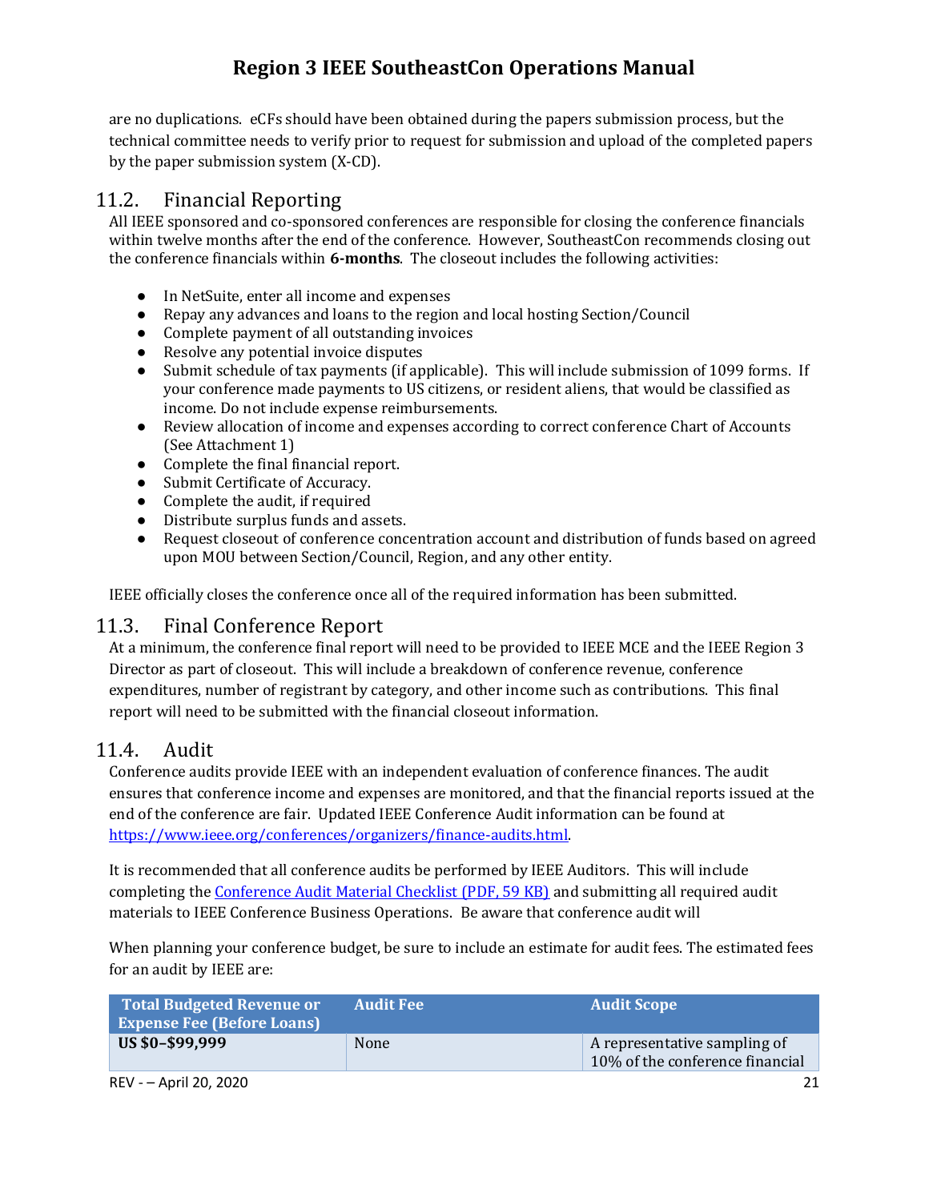are no duplications. eCFs should have been obtained during the papers submission process, but the technical committee needs to verify prior to request for submission and upload of the completed papers by the paper submission system (X-CD).

## 11.2. Financial Reporting

All IEEE sponsored and co-sponsored conferences are responsible for closing the conference financials within twelve months after the end of the conference. However, SoutheastCon recommends closing out the conference financials within **6-months**. The closeout includes the following activities:

- In NetSuite, enter all income and expenses
- Repay any advances and loans to the region and local hosting Section/Council
- Complete payment of all outstanding invoices
- Resolve any potential invoice disputes
- Submit schedule of tax payments (if applicable). This will include submission of 1099 forms. If your conference made payments to US citizens, or resident aliens, that would be classified as income. Do not include expense reimbursements.
- Review allocation of income and expenses according to correct conference Chart of Accounts (See Attachment 1)
- Complete the final financial report.
- Submit Certificate of Accuracy.
- Complete the audit, if required
- Distribute surplus funds and assets.
- Request closeout of conference concentration account and distribution of funds based on agreed upon MOU between Section/Council, Region, and any other entity.

IEEE officially closes the conference once all of the required information has been submitted.

## 11.3. Final Conference Report

At a minimum, the conference final report will need to be provided to IEEE MCE and the IEEE Region 3 Director as part of closeout. This will include a breakdown of conference revenue, conference expenditures, number of registrant by category, and other income such as contributions. This final report will need to be submitted with the financial closeout information.

## 11.4. Audit

Conference audits provide IEEE with an independent evaluation of conference finances. The audit ensures that conference income and expenses are monitored, and that the financial reports issued at the end of the conference are fair. Updated IEEE Conference Audit information can be found at https://www.ieee.org/conferences/organizers/finance-audits.html.

It is recommended that all conference audits be performed by IEEE Auditors. This will include completing the Conference Audit Material Checklist (PDF, 59 KB) and submitting all required audit materials to IEEE Conference Business Operations. Be aware that conference audit will

When planning your conference budget, be sure to include an estimate for audit fees. The estimated fees for an audit by IEEE are:

| Total Budgeted Revenue or Expense Fee (Before Loans) | Audit Fee | Audit Scope |
|---|---|---|
| **US $0–$99,999** | None | A representative sampling of 10% of the conference financial |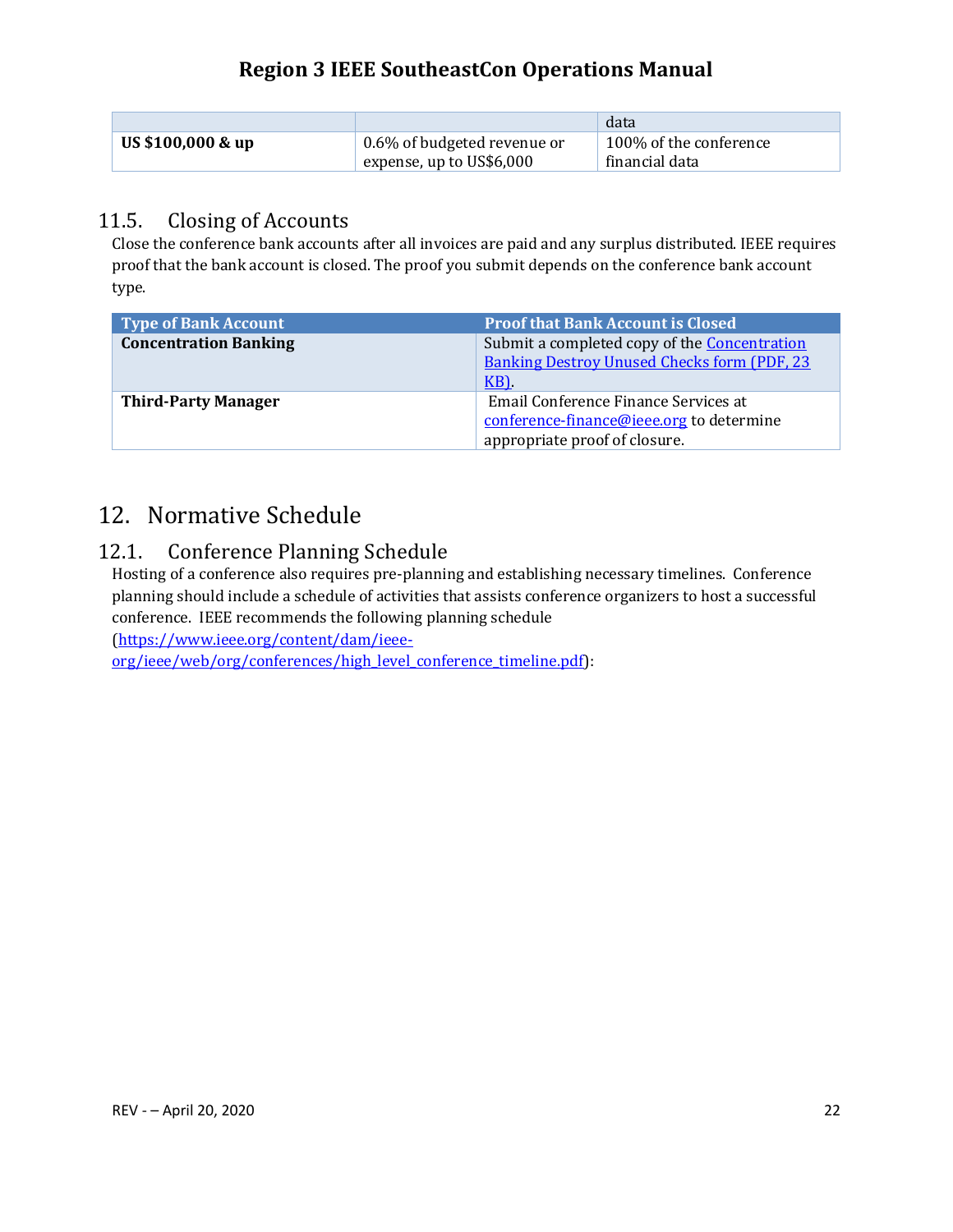| | | data |
|---|---|---|
| **US $100,000 & up** | 0.6% of budgeted revenue or expense, up to US$6,000 | 100% of the conference financial data |

## 11.5. Closing of Accounts

Close the conference bank accounts after all invoices are paid and any surplus distributed. IEEE requires proof that the bank account is closed. The proof you submit depends on the conference bank account type.

| Type of Bank Account | Proof that Bank Account is Closed |
|---|---|
| **Concentration Banking** | Submit a completed copy of the Concentration Banking Destroy Unused Checks form (PDF, 23 KB). |
| **Third-Party Manager** | Email Conference Finance Services at conference-finance@ieee.org to determine appropriate proof of closure. |

# 12. Normative Schedule

## 12.1. Conference Planning Schedule

Hosting of a conference also requires pre-planning and establishing necessary timelines. Conference planning should include a schedule of activities that assists conference organizers to host a successful conference. IEEE recommends the following planning schedule (https://www.ieee.org/content/dam/ieee-org/ieee/web/org/conferences/high_level_conference_timeline.pdf):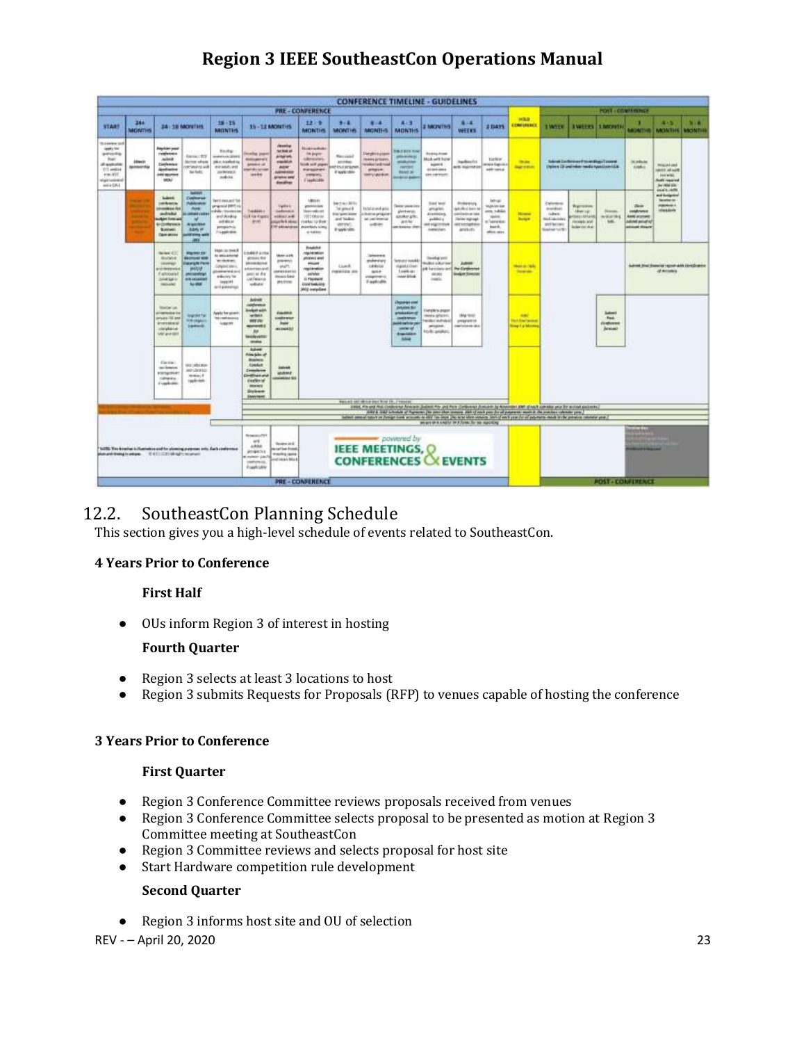**CONFERENCE TIMELINE - GUIDELINES**

## 12.2. SoutheastCon Planning Schedule

This section gives you a high-level schedule of events related to SoutheastCon.

### 4 Years Prior to Conference

#### First Half

- OUs inform Region 3 of interest in hosting

#### Fourth Quarter

- Region 3 selects at least 3 locations to host
- Region 3 submits Requests for Proposals (RFP) to venues capable of hosting the conference

### 3 Years Prior to Conference

#### First Quarter

- Region 3 Conference Committee reviews proposals received from venues
- Region 3 Conference Committee selects proposal to be presented as motion at Region 3 Committee meeting at SoutheastCon
- Region 3 Committee reviews and selects proposal for host site
- Start Hardware competition rule development

#### Second Quarter

- Region 3 informs host site and OU of selection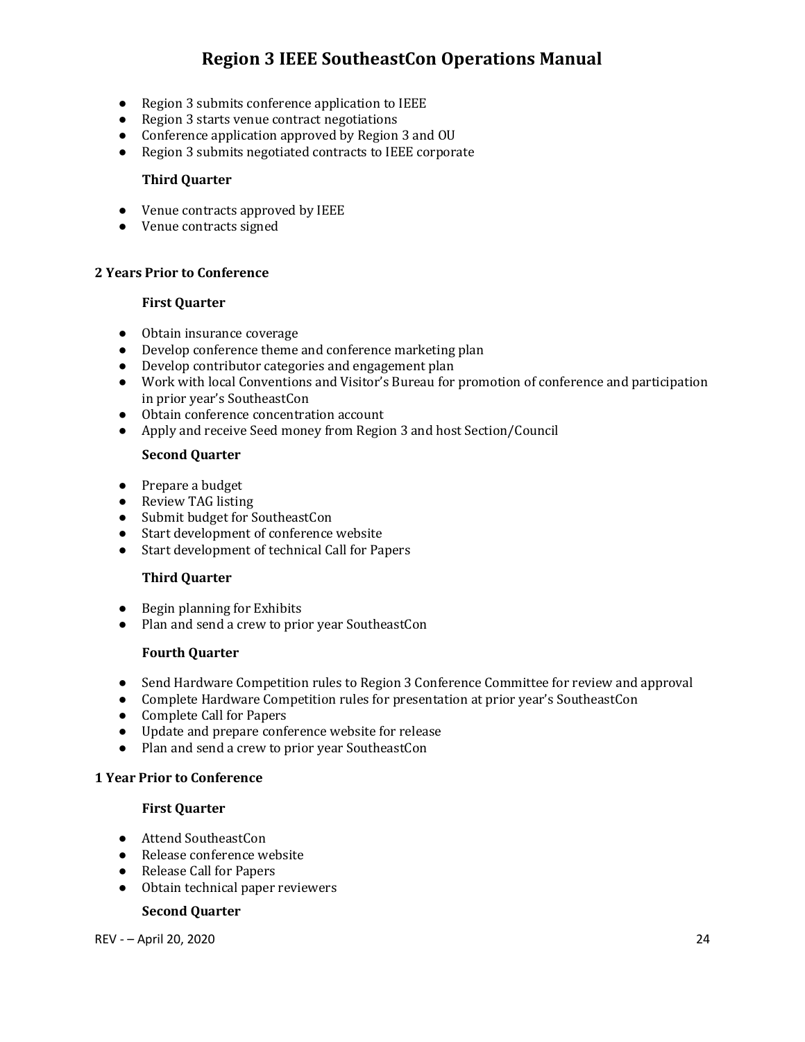- Region 3 submits conference application to IEEE
- Region 3 starts venue contract negotiations
- Conference application approved by Region 3 and OU
- Region 3 submits negotiated contracts to IEEE corporate

**Third Quarter**

- Venue contracts approved by IEEE
- Venue contracts signed

### 2 Years Prior to Conference

**First Quarter**

- Obtain insurance coverage
- Develop conference theme and conference marketing plan
- Develop contributor categories and engagement plan
- Work with local Conventions and Visitor's Bureau for promotion of conference and participation in prior year's SoutheastCon
- Obtain conference concentration account
- Apply and receive Seed money from Region 3 and host Section/Council

**Second Quarter**

- Prepare a budget
- Review TAG listing
- Submit budget for SoutheastCon
- Start development of conference website
- Start development of technical Call for Papers

**Third Quarter**

- Begin planning for Exhibits
- Plan and send a crew to prior year SoutheastCon

**Fourth Quarter**

- Send Hardware Competition rules to Region 3 Conference Committee for review and approval
- Complete Hardware Competition rules for presentation at prior year's SoutheastCon
- Complete Call for Papers
- Update and prepare conference website for release
- Plan and send a crew to prior year SoutheastCon

### 1 Year Prior to Conference

**First Quarter**

- Attend SoutheastCon
- Release conference website
- Release Call for Papers
- Obtain technical paper reviewers

**Second Quarter**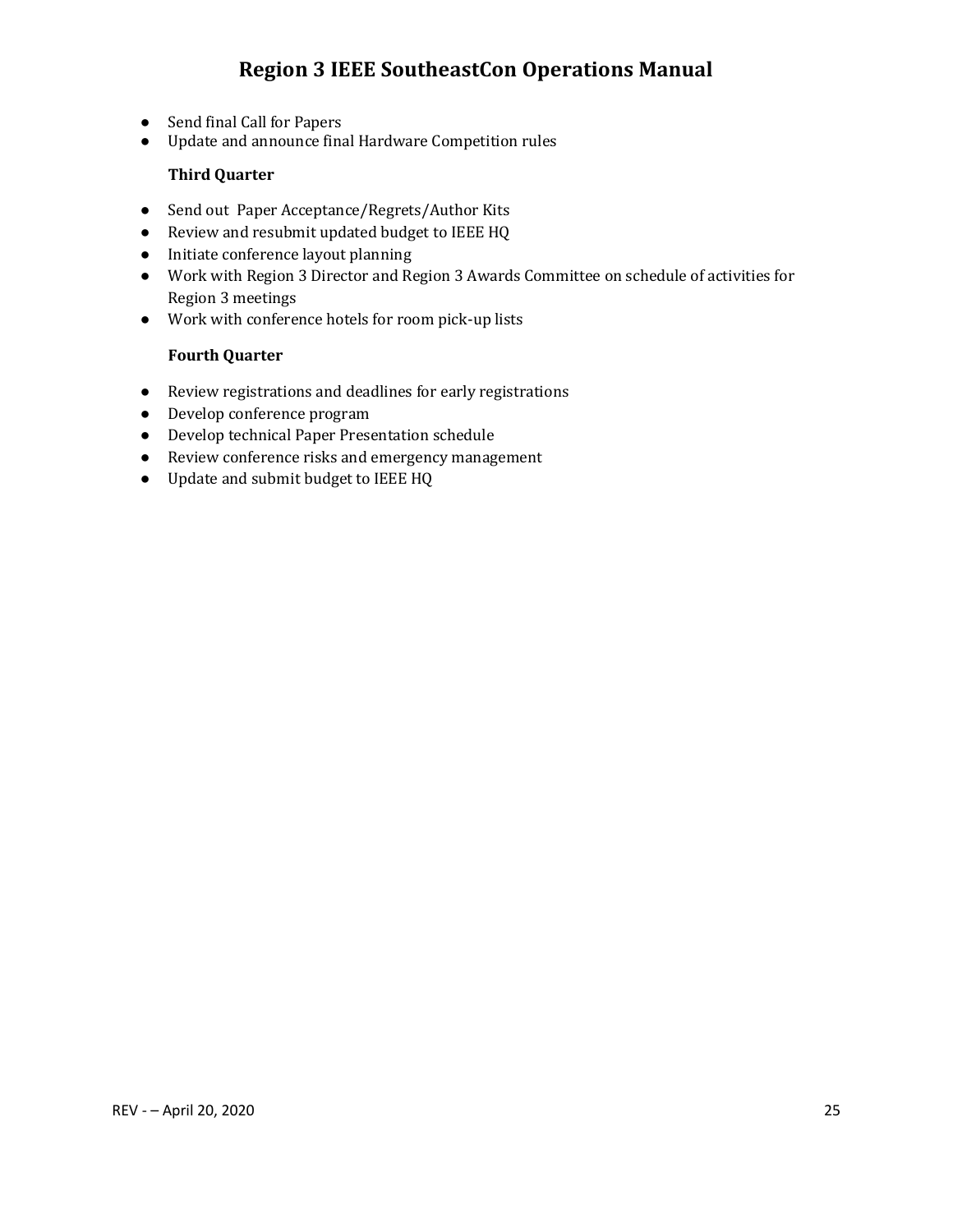- Send final Call for Papers
- Update and announce final Hardware Competition rules

**Third Quarter**

- Send out Paper Acceptance/Regrets/Author Kits
- Review and resubmit updated budget to IEEE HQ
- Initiate conference layout planning
- Work with Region 3 Director and Region 3 Awards Committee on schedule of activities for Region 3 meetings
- Work with conference hotels for room pick-up lists

**Fourth Quarter**

- Review registrations and deadlines for early registrations
- Develop conference program
- Develop technical Paper Presentation schedule
- Review conference risks and emergency management
- Update and submit budget to IEEE HQ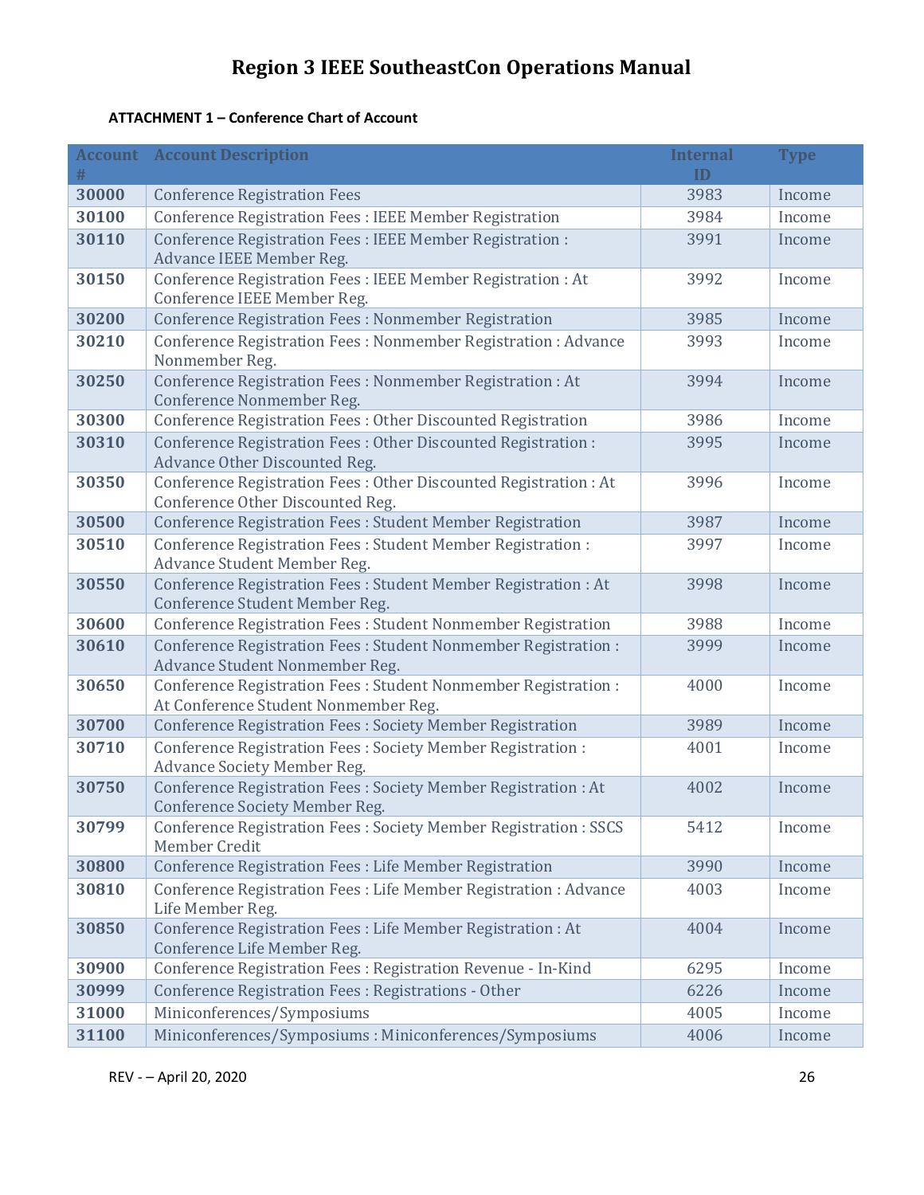## Region 3 IEEE SoutheastCon Operations Manual

**ATTACHMENT 1 – Conference Chart of Account**

| Account # | Account Description | Internal ID | Type |
|---|---|---|---|
| **30000** | Conference Registration Fees | 3983 | Income |
| **30100** | Conference Registration Fees : IEEE Member Registration | 3984 | Income |
| **30110** | Conference Registration Fees : IEEE Member Registration : Advance IEEE Member Reg. | 3991 | Income |
| **30150** | Conference Registration Fees : IEEE Member Registration : At Conference IEEE Member Reg. | 3992 | Income |
| **30200** | Conference Registration Fees : Nonmember Registration | 3985 | Income |
| **30210** | Conference Registration Fees : Nonmember Registration : Advance Nonmember Reg. | 3993 | Income |
| **30250** | Conference Registration Fees : Nonmember Registration : At Conference Nonmember Reg. | 3994 | Income |
| **30300** | Conference Registration Fees : Other Discounted Registration | 3986 | Income |
| **30310** | Conference Registration Fees : Other Discounted Registration : Advance Other Discounted Reg. | 3995 | Income |
| **30350** | Conference Registration Fees : Other Discounted Registration : At Conference Other Discounted Reg. | 3996 | Income |
| **30500** | Conference Registration Fees : Student Member Registration | 3987 | Income |
| **30510** | Conference Registration Fees : Student Member Registration : Advance Student Member Reg. | 3997 | Income |
| **30550** | Conference Registration Fees : Student Member Registration : At Conference Student Member Reg. | 3998 | Income |
| **30600** | Conference Registration Fees : Student Nonmember Registration | 3988 | Income |
| **30610** | Conference Registration Fees : Student Nonmember Registration : Advance Student Nonmember Reg. | 3999 | Income |
| **30650** | Conference Registration Fees : Student Nonmember Registration : At Conference Student Nonmember Reg. | 4000 | Income |
| **30700** | Conference Registration Fees : Society Member Registration | 3989 | Income |
| **30710** | Conference Registration Fees : Society Member Registration : Advance Society Member Reg. | 4001 | Income |
| **30750** | Conference Registration Fees : Society Member Registration : At Conference Society Member Reg. | 4002 | Income |
| **30799** | Conference Registration Fees : Society Member Registration : SSCS Member Credit | 5412 | Income |
| **30800** | Conference Registration Fees : Life Member Registration | 3990 | Income |
| **30810** | Conference Registration Fees : Life Member Registration : Advance Life Member Reg. | 4003 | Income |
| **30850** | Conference Registration Fees : Life Member Registration : At Conference Life Member Reg. | 4004 | Income |
| **30900** | Conference Registration Fees : Registration Revenue - In-Kind | 6295 | Income |
| **30999** | Conference Registration Fees : Registrations - Other | 6226 | Income |
| **31000** | Miniconferences/Symposiums | 4005 | Income |
| **31100** | Miniconferences/Symposiums : Miniconferences/Symposiums | 4006 | Income |

REV - – April 20, 2020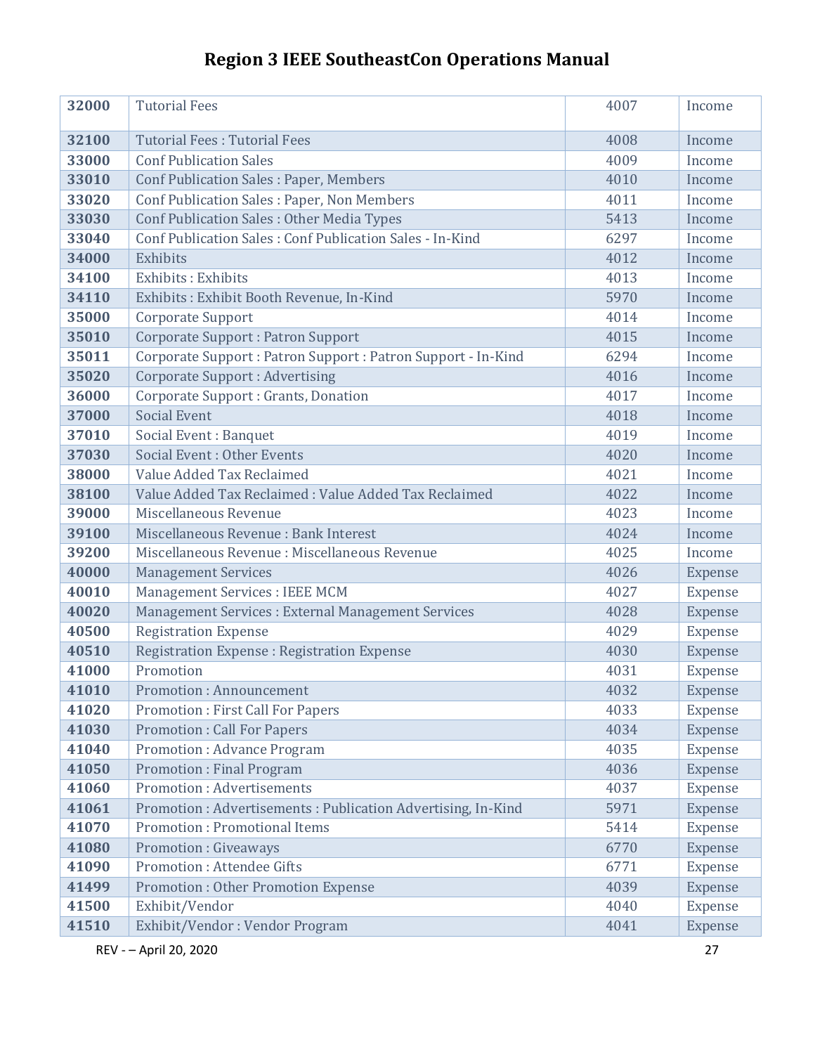| 32000 | Tutorial Fees | 4007 | Income |
|---|---|---|---|
| 32100 | Tutorial Fees : Tutorial Fees | 4008 | Income |
| 33000 | Conf Publication Sales | 4009 | Income |
| 33010 | Conf Publication Sales : Paper, Members | 4010 | Income |
| 33020 | Conf Publication Sales : Paper, Non Members | 4011 | Income |
| 33030 | Conf Publication Sales : Other Media Types | 5413 | Income |
| 33040 | Conf Publication Sales : Conf Publication Sales - In-Kind | 6297 | Income |
| 34000 | Exhibits | 4012 | Income |
| 34100 | Exhibits : Exhibits | 4013 | Income |
| 34110 | Exhibits : Exhibit Booth Revenue, In-Kind | 5970 | Income |
| 35000 | Corporate Support | 4014 | Income |
| 35010 | Corporate Support : Patron Support | 4015 | Income |
| 35011 | Corporate Support : Patron Support : Patron Support - In-Kind | 6294 | Income |
| 35020 | Corporate Support : Advertising | 4016 | Income |
| 36000 | Corporate Support : Grants, Donation | 4017 | Income |
| 37000 | Social Event | 4018 | Income |
| 37010 | Social Event : Banquet | 4019 | Income |
| 37030 | Social Event : Other Events | 4020 | Income |
| 38000 | Value Added Tax Reclaimed | 4021 | Income |
| 38100 | Value Added Tax Reclaimed : Value Added Tax Reclaimed | 4022 | Income |
| 39000 | Miscellaneous Revenue | 4023 | Income |
| 39100 | Miscellaneous Revenue : Bank Interest | 4024 | Income |
| 39200 | Miscellaneous Revenue : Miscellaneous Revenue | 4025 | Income |
| 40000 | Management Services | 4026 | Expense |
| 40010 | Management Services : IEEE MCM | 4027 | Expense |
| 40020 | Management Services : External Management Services | 4028 | Expense |
| 40500 | Registration Expense | 4029 | Expense |
| 40510 | Registration Expense : Registration Expense | 4030 | Expense |
| 41000 | Promotion | 4031 | Expense |
| 41010 | Promotion : Announcement | 4032 | Expense |
| 41020 | Promotion : First Call For Papers | 4033 | Expense |
| 41030 | Promotion : Call For Papers | 4034 | Expense |
| 41040 | Promotion : Advance Program | 4035 | Expense |
| 41050 | Promotion : Final Program | 4036 | Expense |
| 41060 | Promotion : Advertisements | 4037 | Expense |
| 41061 | Promotion : Advertisements : Publication Advertising, In-Kind | 5971 | Expense |
| 41070 | Promotion : Promotional Items | 5414 | Expense |
| 41080 | Promotion : Giveaways | 6770 | Expense |
| 41090 | Promotion : Attendee Gifts | 6771 | Expense |
| 41499 | Promotion : Other Promotion Expense | 4039 | Expense |
| 41500 | Exhibit/Vendor | 4040 | Expense |
| 41510 | Exhibit/Vendor : Vendor Program | 4041 | Expense |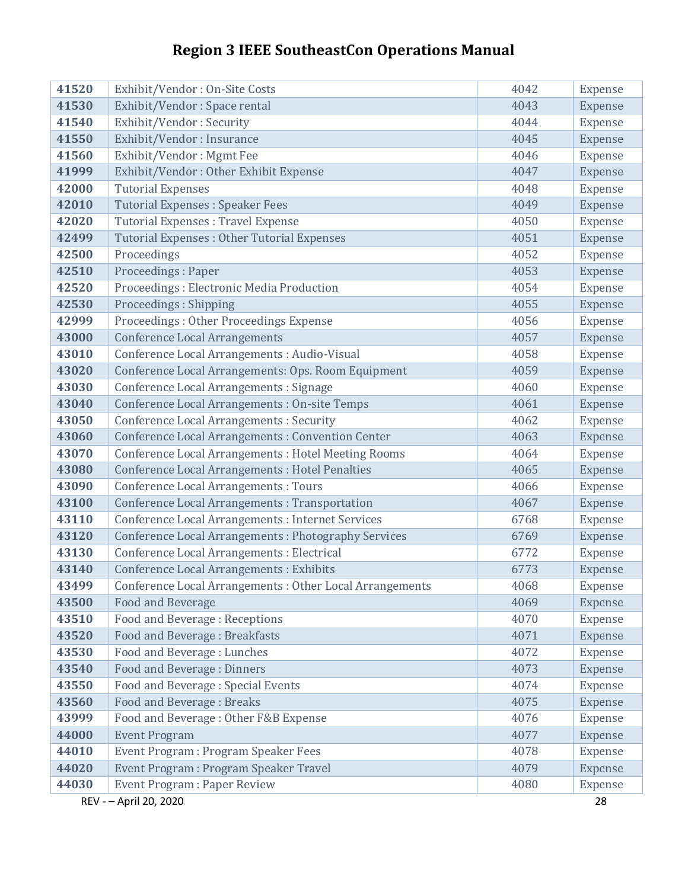| 41520 | Exhibit/Vendor : On-Site Costs | 4042 | Expense |
|---|---|---|---|
| 41530 | Exhibit/Vendor : Space rental | 4043 | Expense |
| 41540 | Exhibit/Vendor : Security | 4044 | Expense |
| 41550 | Exhibit/Vendor : Insurance | 4045 | Expense |
| 41560 | Exhibit/Vendor : Mgmt Fee | 4046 | Expense |
| 41999 | Exhibit/Vendor : Other Exhibit Expense | 4047 | Expense |
| 42000 | Tutorial Expenses | 4048 | Expense |
| 42010 | Tutorial Expenses : Speaker Fees | 4049 | Expense |
| 42020 | Tutorial Expenses : Travel Expense | 4050 | Expense |
| 42499 | Tutorial Expenses : Other Tutorial Expenses | 4051 | Expense |
| 42500 | Proceedings | 4052 | Expense |
| 42510 | Proceedings : Paper | 4053 | Expense |
| 42520 | Proceedings : Electronic Media Production | 4054 | Expense |
| 42530 | Proceedings : Shipping | 4055 | Expense |
| 42999 | Proceedings : Other Proceedings Expense | 4056 | Expense |
| 43000 | Conference Local Arrangements | 4057 | Expense |
| 43010 | Conference Local Arrangements : Audio-Visual | 4058 | Expense |
| 43020 | Conference Local Arrangements: Ops. Room Equipment | 4059 | Expense |
| 43030 | Conference Local Arrangements : Signage | 4060 | Expense |
| 43040 | Conference Local Arrangements : On-site Temps | 4061 | Expense |
| 43050 | Conference Local Arrangements : Security | 4062 | Expense |
| 43060 | Conference Local Arrangements : Convention Center | 4063 | Expense |
| 43070 | Conference Local Arrangements : Hotel Meeting Rooms | 4064 | Expense |
| 43080 | Conference Local Arrangements : Hotel Penalties | 4065 | Expense |
| 43090 | Conference Local Arrangements : Tours | 4066 | Expense |
| 43100 | Conference Local Arrangements : Transportation | 4067 | Expense |
| 43110 | Conference Local Arrangements : Internet Services | 6768 | Expense |
| 43120 | Conference Local Arrangements : Photography Services | 6769 | Expense |
| 43130 | Conference Local Arrangements : Electrical | 6772 | Expense |
| 43140 | Conference Local Arrangements : Exhibits | 6773 | Expense |
| 43499 | Conference Local Arrangements : Other Local Arrangements | 4068 | Expense |
| 43500 | Food and Beverage | 4069 | Expense |
| 43510 | Food and Beverage : Receptions | 4070 | Expense |
| 43520 | Food and Beverage : Breakfasts | 4071 | Expense |
| 43530 | Food and Beverage : Lunches | 4072 | Expense |
| 43540 | Food and Beverage : Dinners | 4073 | Expense |
| 43550 | Food and Beverage : Special Events | 4074 | Expense |
| 43560 | Food and Beverage : Breaks | 4075 | Expense |
| 43999 | Food and Beverage : Other F&B Expense | 4076 | Expense |
| 44000 | Event Program | 4077 | Expense |
| 44010 | Event Program : Program Speaker Fees | 4078 | Expense |
| 44020 | Event Program : Program Speaker Travel | 4079 | Expense |
| 44030 | Event Program : Paper Review | 4080 | Expense |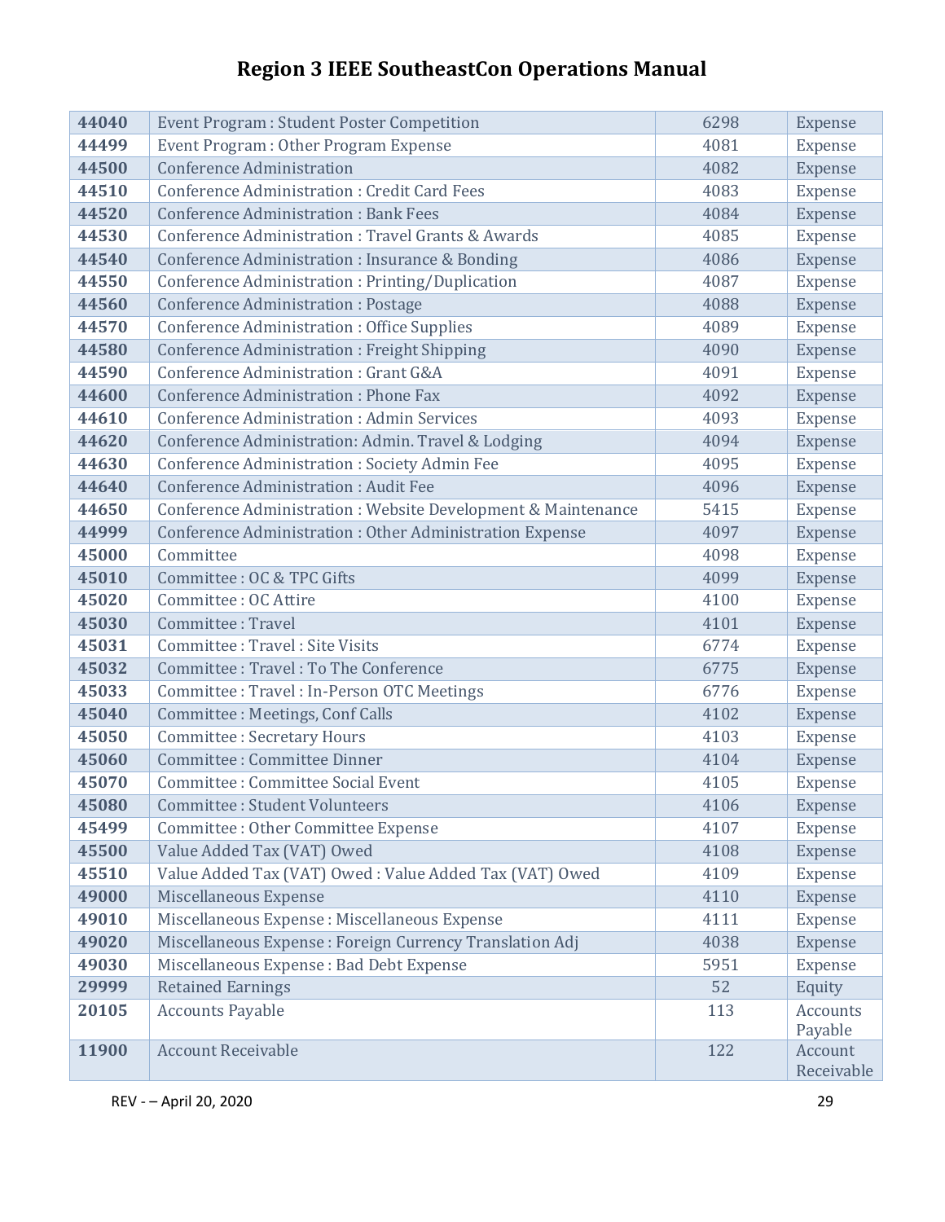| 44040 | Event Program : Student Poster Competition | 6298 | Expense |
|---|---|---|---|
| 44499 | Event Program : Other Program Expense | 4081 | Expense |
| 44500 | Conference Administration | 4082 | Expense |
| 44510 | Conference Administration : Credit Card Fees | 4083 | Expense |
| 44520 | Conference Administration : Bank Fees | 4084 | Expense |
| 44530 | Conference Administration : Travel Grants & Awards | 4085 | Expense |
| 44540 | Conference Administration : Insurance & Bonding | 4086 | Expense |
| 44550 | Conference Administration : Printing/Duplication | 4087 | Expense |
| 44560 | Conference Administration : Postage | 4088 | Expense |
| 44570 | Conference Administration : Office Supplies | 4089 | Expense |
| 44580 | Conference Administration : Freight Shipping | 4090 | Expense |
| 44590 | Conference Administration : Grant G&A | 4091 | Expense |
| 44600 | Conference Administration : Phone Fax | 4092 | Expense |
| 44610 | Conference Administration : Admin Services | 4093 | Expense |
| 44620 | Conference Administration: Admin. Travel & Lodging | 4094 | Expense |
| 44630 | Conference Administration : Society Admin Fee | 4095 | Expense |
| 44640 | Conference Administration : Audit Fee | 4096 | Expense |
| 44650 | Conference Administration : Website Development & Maintenance | 5415 | Expense |
| 44999 | Conference Administration : Other Administration Expense | 4097 | Expense |
| 45000 | Committee | 4098 | Expense |
| 45010 | Committee : OC & TPC Gifts | 4099 | Expense |
| 45020 | Committee : OC Attire | 4100 | Expense |
| 45030 | Committee : Travel | 4101 | Expense |
| 45031 | Committee : Travel : Site Visits | 6774 | Expense |
| 45032 | Committee : Travel : To The Conference | 6775 | Expense |
| 45033 | Committee : Travel : In-Person OTC Meetings | 6776 | Expense |
| 45040 | Committee : Meetings, Conf Calls | 4102 | Expense |
| 45050 | Committee : Secretary Hours | 4103 | Expense |
| 45060 | Committee : Committee Dinner | 4104 | Expense |
| 45070 | Committee : Committee Social Event | 4105 | Expense |
| 45080 | Committee : Student Volunteers | 4106 | Expense |
| 45499 | Committee : Other Committee Expense | 4107 | Expense |
| 45500 | Value Added Tax (VAT) Owed | 4108 | Expense |
| 45510 | Value Added Tax (VAT) Owed : Value Added Tax (VAT) Owed | 4109 | Expense |
| 49000 | Miscellaneous Expense | 4110 | Expense |
| 49010 | Miscellaneous Expense : Miscellaneous Expense | 4111 | Expense |
| 49020 | Miscellaneous Expense : Foreign Currency Translation Adj | 4038 | Expense |
| 49030 | Miscellaneous Expense : Bad Debt Expense | 5951 | Expense |
| 29999 | Retained Earnings | 52 | Equity |
| 20105 | Accounts Payable | 113 | Accounts Payable |
| 11900 | Account Receivable | 122 | Account Receivable |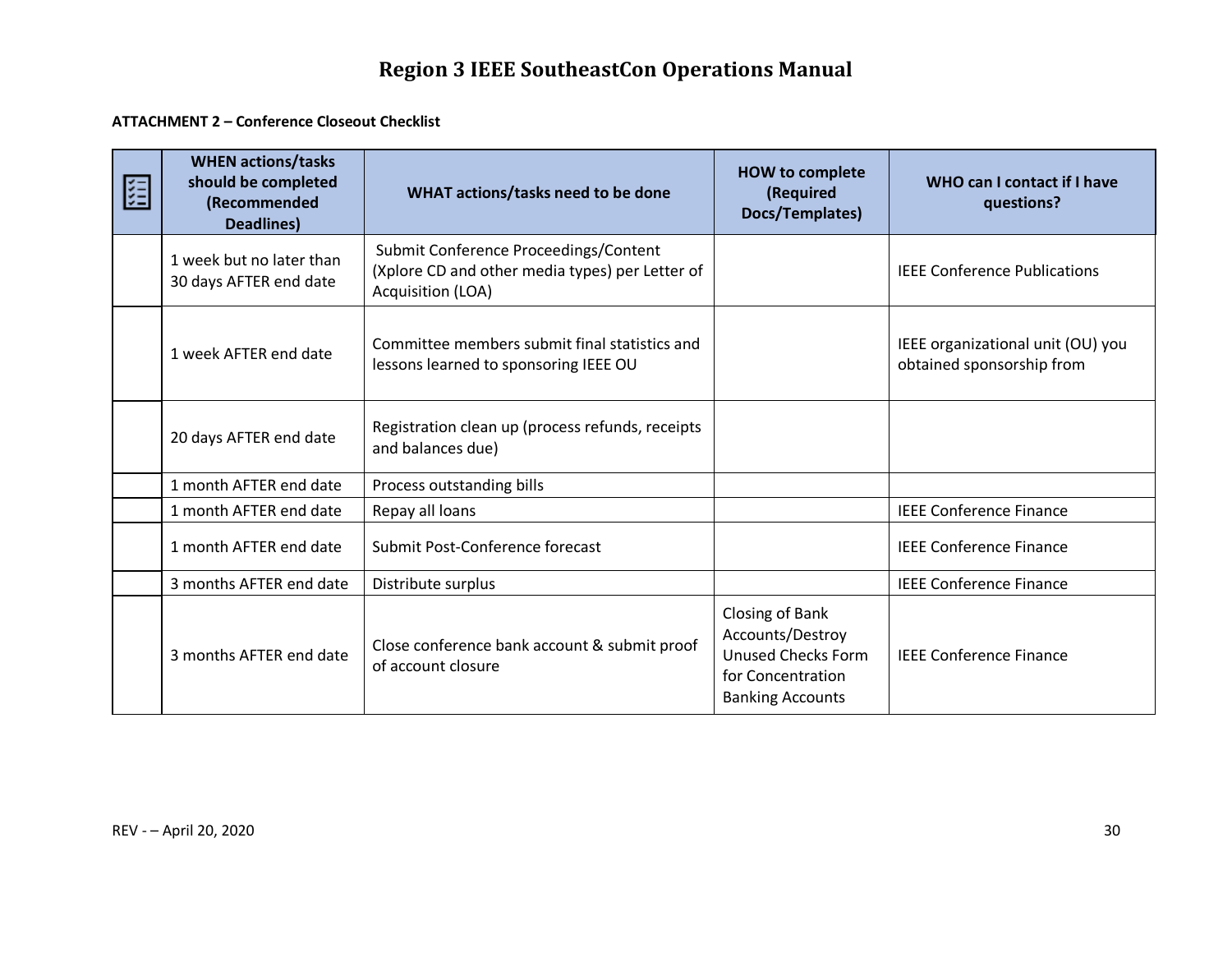**ATTACHMENT 2 – Conference Closeout Checklist**

| ☑ | WHEN actions/tasks should be completed (Recommended Deadlines) | WHAT actions/tasks need to be done | HOW to complete (Required Docs/Templates) | WHO can I contact if I have questions? |
|---|---|---|---|---|
| | 1 week but no later than 30 days AFTER end date | Submit Conference Proceedings/Content (Xplore CD and other media types) per Letter of Acquisition (LOA) | | IEEE Conference Publications |
| | 1 week AFTER end date | Committee members submit final statistics and lessons learned to sponsoring IEEE OU | | IEEE organizational unit (OU) you obtained sponsorship from |
| | 20 days AFTER end date | Registration clean up (process refunds, receipts and balances due) | | |
| | 1 month AFTER end date | Process outstanding bills | | |
| | 1 month AFTER end date | Repay all loans | | IEEE Conference Finance |
| | 1 month AFTER end date | Submit Post-Conference forecast | | IEEE Conference Finance |
| | 3 months AFTER end date | Distribute surplus | | IEEE Conference Finance |
| | 3 months AFTER end date | Close conference bank account & submit proof of account closure | Closing of Bank Accounts/Destroy Unused Checks Form for Concentration Banking Accounts | IEEE Conference Finance |

REV - – April 20, 2020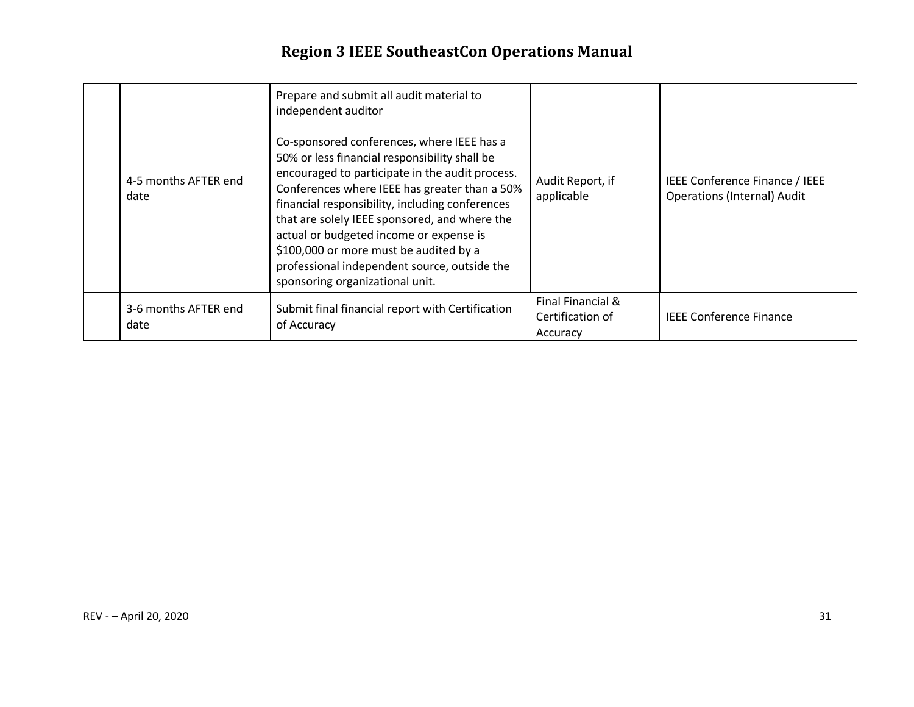|  |  |  |  |  |
|---|---|---|---|---|
|  | 4-5 months AFTER end date | Prepare and submit all audit material to independent auditor<br><br>Co-sponsored conferences, where IEEE has a 50% or less financial responsibility shall be encouraged to participate in the audit process. Conferences where IEEE has greater than a 50% financial responsibility, including conferences that are solely IEEE sponsored, and where the actual or budgeted income or expense is $100,000 or more must be audited by a professional independent source, outside the sponsoring organizational unit. | Audit Report, if applicable | IEEE Conference Finance / IEEE Operations (Internal) Audit |
|  | 3-6 months AFTER end date | Submit final financial report with Certification of Accuracy | Final Financial & Certification of Accuracy | IEEE Conference Finance |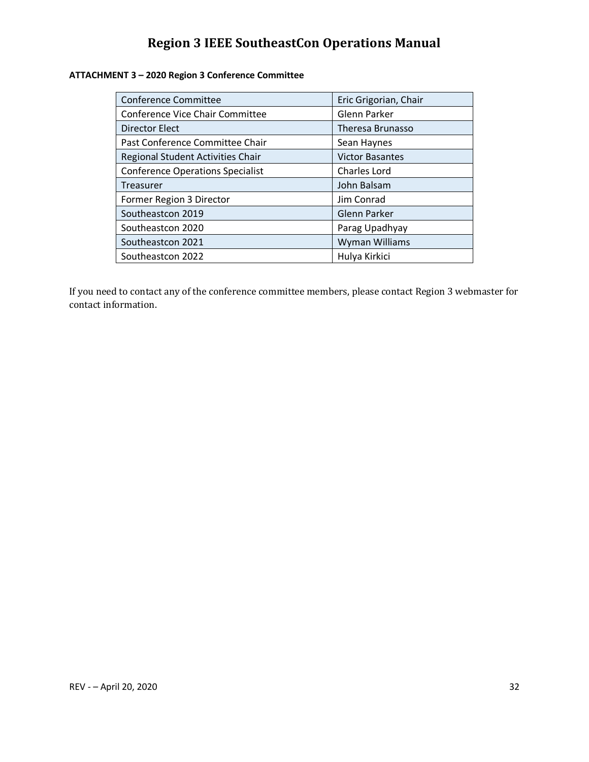**ATTACHMENT 3 – 2020 Region 3 Conference Committee**

| Conference Committee | Eric Grigorian, Chair |
|---|---|
| Conference Vice Chair Committee | Glenn Parker |
| Director Elect | Theresa Brunasso |
| Past Conference Committee Chair | Sean Haynes |
| Regional Student Activities Chair | Victor Basantes |
| Conference Operations Specialist | Charles Lord |
| Treasurer | John Balsam |
| Former Region 3 Director | Jim Conrad |
| Southeastcon 2019 | Glenn Parker |
| Southeastcon 2020 | Parag Upadhyay |
| Southeastcon 2021 | Wyman Williams |
| Southeastcon 2022 | Hulya Kirkici |

If you need to contact any of the conference committee members, please contact Region 3 webmaster for contact information.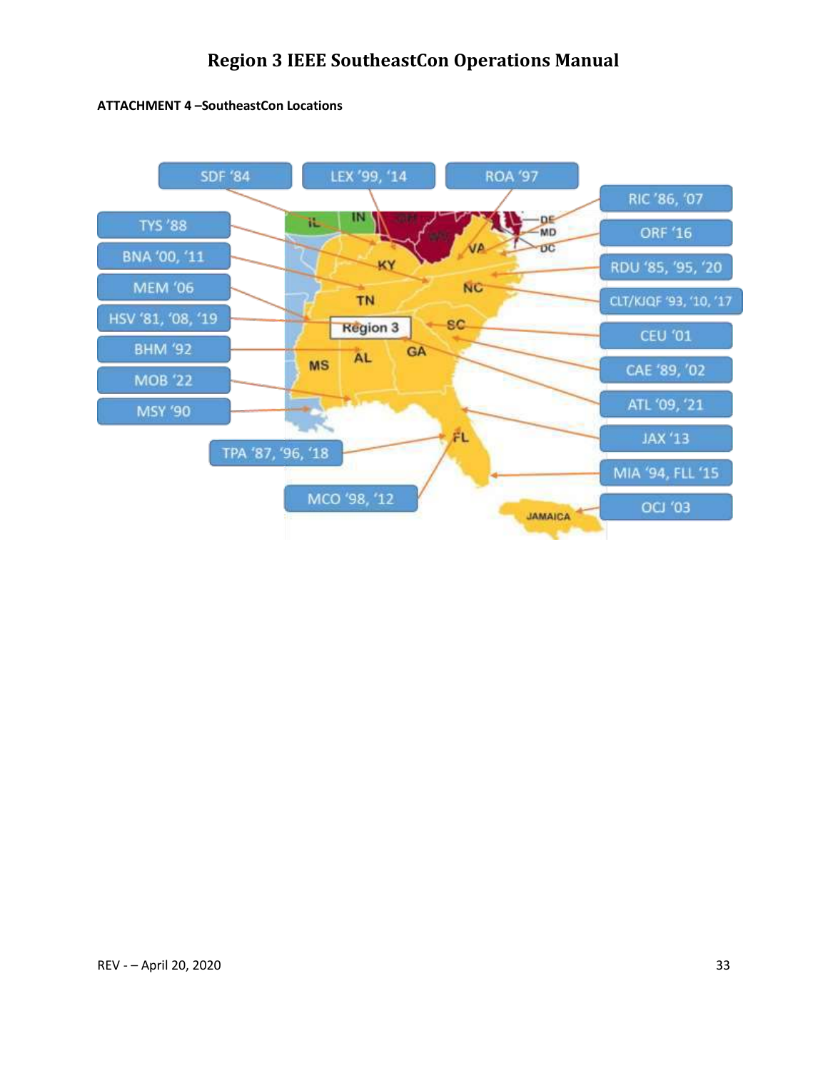**ATTACHMENT 4 –SoutheastCon Locations**

SDF '84
LEX '99, '14
ROA '97
RIC '86, '07
ORF '16
RDU '85, '95, '20
CLT/KJQF '93, '10, '17
CEU '01
CAE '89, '02
ATL '09, '21
JAX '13
MIA '94, FLL '15
OCJ '03
TYS '88
BNA '00, '11
MEM '06
HSV '81, '08, '19
BHM '92
MOB '22
MSY '90
TPA '87, '96, '18
MCO '98, '12

IL
IN
OH
WV
VA
DE
MD
DC
KY
NC
TN
SC
GA
AL
MS
FL
Region 3
JAMAICA